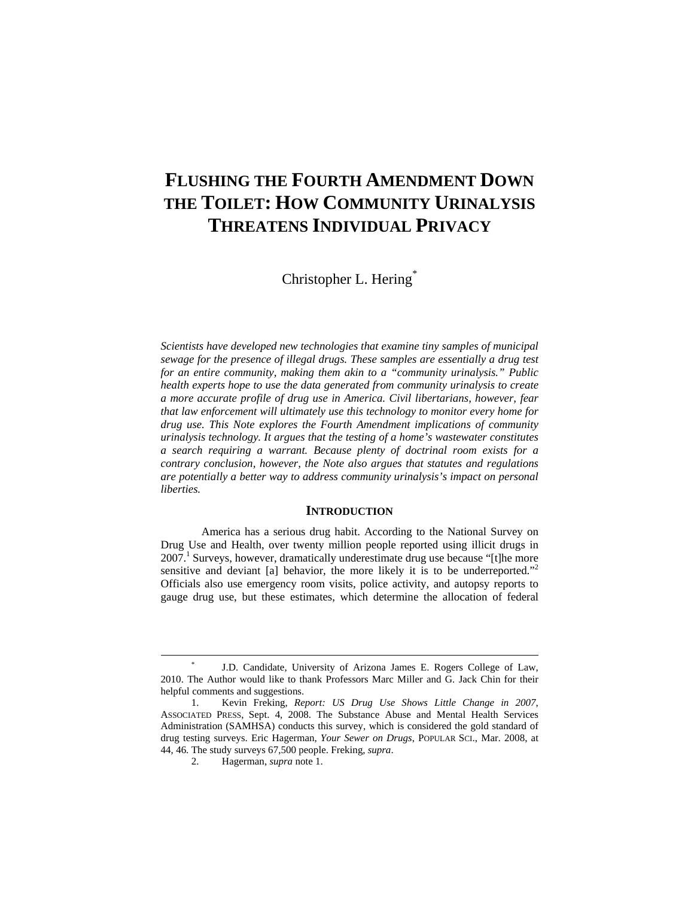# FLUSHING THE FOURTH AMENDMENT DOWN THE TOILET: HOW COMMUNITY URINALYSIS THREATENS INDIVIDUAL PRIVACY

Christopher L. Hering[*]

*Scientists have developed new technologies that examine tiny samples of municipal sewage for the presence of illegal drugs. These samples are essentially a drug test for an entire community, making them akin to a "community urinalysis." Public health experts hope to use the data generated from community urinalysis to create a more accurate profile of drug use in America. Civil libertarians, however, fear that law enforcement will ultimately use this technology to monitor every home for drug use. This Note explores the Fourth Amendment implications of community urinalysis technology. It argues that the testing of a home's wastewater constitutes a search requiring a warrant. Because plenty of doctrinal room exists for a contrary conclusion, however, the Note also argues that statutes and regulations are potentially a better way to address community urinalysis's impact on personal liberties.*

## INTRODUCTION

America has a serious drug habit. According to the National Survey on Drug Use and Health, over twenty million people reported using illicit drugs in 2007.[1] Surveys, however, dramatically underestimate drug use because "[t]he more sensitive and deviant [a] behavior, the more likely it is to be underreported."[2] Officials also use emergency room visits, police activity, and autopsy reports to gauge drug use, but these estimates, which determine the allocation of federal

---

[*] J.D. Candidate, University of Arizona James E. Rogers College of Law, 2010. The Author would like to thank Professors Marc Miller and G. Jack Chin for their helpful comments and suggestions.

1. Kevin Freking, *Report: US Drug Use Shows Little Change in 2007*, ASSOCIATED PRESS, Sept. 4, 2008. The Substance Abuse and Mental Health Services Administration (SAMHSA) conducts this survey, which is considered the gold standard of drug testing surveys. Eric Hagerman, *Your Sewer on Drugs*, POPULAR SCI., Mar. 2008, at 44, 46. The study surveys 67,500 people. Freking, *supra*.

2. Hagerman, *supra* note 1.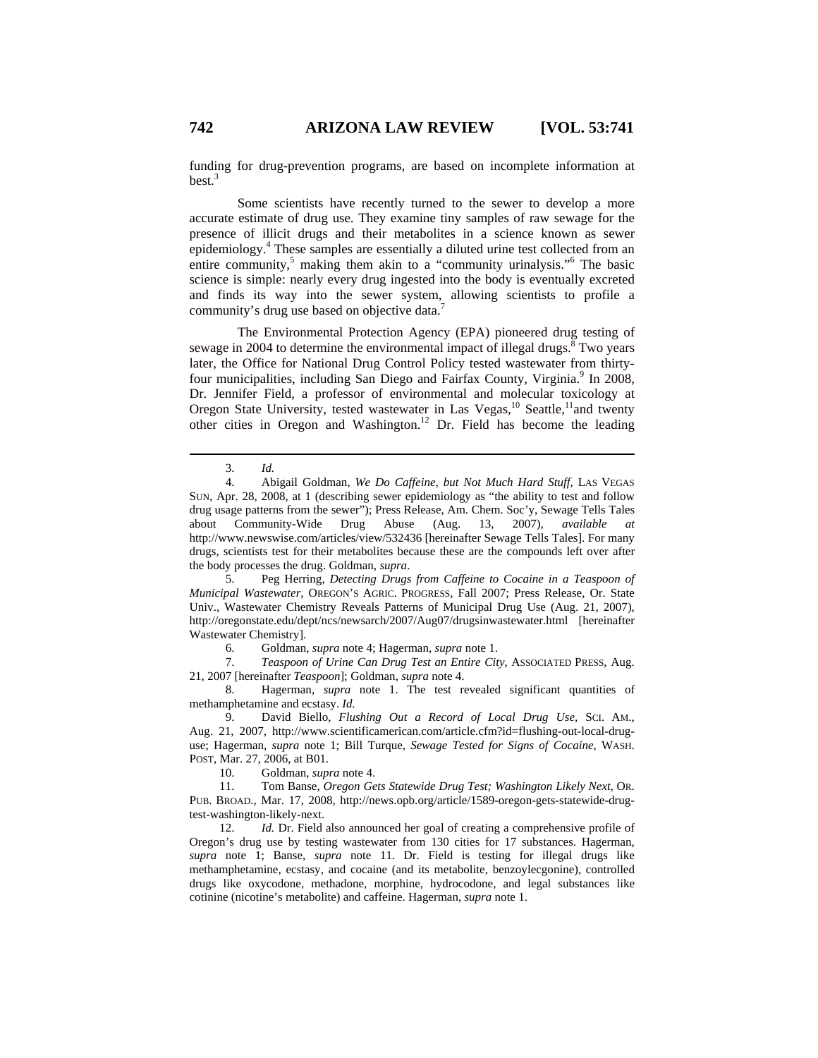funding for drug-prevention programs, are based on incomplete information at best.[3]

Some scientists have recently turned to the sewer to develop a more accurate estimate of drug use. They examine tiny samples of raw sewage for the presence of illicit drugs and their metabolites in a science known as sewer epidemiology.[4] These samples are essentially a diluted urine test collected from an entire community,[5] making them akin to a "community urinalysis."[6] The basic science is simple: nearly every drug ingested into the body is eventually excreted and finds its way into the sewer system, allowing scientists to profile a community's drug use based on objective data.[7]

The Environmental Protection Agency (EPA) pioneered drug testing of sewage in 2004 to determine the environmental impact of illegal drugs.[8] Two years later, the Office for National Drug Control Policy tested wastewater from thirty-four municipalities, including San Diego and Fairfax County, Virginia.[9] In 2008, Dr. Jennifer Field, a professor of environmental and molecular toxicology at Oregon State University, tested wastewater in Las Vegas,[10] Seattle,[11] and twenty other cities in Oregon and Washington.[12] Dr. Field has become the leading

---

3. *Id.*

4. Abigail Goldman, *We Do Caffeine, but Not Much Hard Stuff*, LAS VEGAS SUN, Apr. 28, 2008, at 1 (describing sewer epidemiology as "the ability to test and follow drug usage patterns from the sewer"); Press Release, Am. Chem. Soc'y, Sewage Tells Tales about Community-Wide Drug Abuse (Aug. 13, 2007), *available at* http://www.newswise.com/articles/view/532436 [hereinafter Sewage Tells Tales]. For many drugs, scientists test for their metabolites because these are the compounds left over after the body processes the drug. Goldman, *supra*.

5. Peg Herring, *Detecting Drugs from Caffeine to Cocaine in a Teaspoon of Municipal Wastewater*, OREGON'S AGRIC. PROGRESS, Fall 2007; Press Release, Or. State Univ., Wastewater Chemistry Reveals Patterns of Municipal Drug Use (Aug. 21, 2007), http://oregonstate.edu/dept/ncs/newsarch/2007/Aug07/drugsinwastewater.html [hereinafter Wastewater Chemistry].

6. Goldman, *supra* note 4; Hagerman, *supra* note 1.

7. *Teaspoon of Urine Can Drug Test an Entire City*, ASSOCIATED PRESS, Aug. 21, 2007 [hereinafter *Teaspoon*]; Goldman, *supra* note 4.

8. Hagerman, *supra* note 1. The test revealed significant quantities of methamphetamine and ecstasy. *Id.*

9. David Biello, *Flushing Out a Record of Local Drug Use*, SCI. AM., Aug. 21, 2007, http://www.scientificamerican.com/article.cfm?id=flushing-out-local-drug-use; Hagerman, *supra* note 1; Bill Turque, *Sewage Tested for Signs of Cocaine*, WASH. POST, Mar. 27, 2006, at B01.

10. Goldman, *supra* note 4.

11. Tom Banse, *Oregon Gets Statewide Drug Test; Washington Likely Next*, OR. PUB. BROAD., Mar. 17, 2008, http://news.opb.org/article/1589-oregon-gets-statewide-drug-test-washington-likely-next.

12. *Id.* Dr. Field also announced her goal of creating a comprehensive profile of Oregon's drug use by testing wastewater from 130 cities for 17 substances. Hagerman, *supra* note 1; Banse, *supra* note 11. Dr. Field is testing for illegal drugs like methamphetamine, ecstasy, and cocaine (and its metabolite, benzoylecgonine), controlled drugs like oxycodone, methadone, morphine, hydrocodone, and legal substances like cotinine (nicotine's metabolite) and caffeine. Hagerman, *supra* note 1.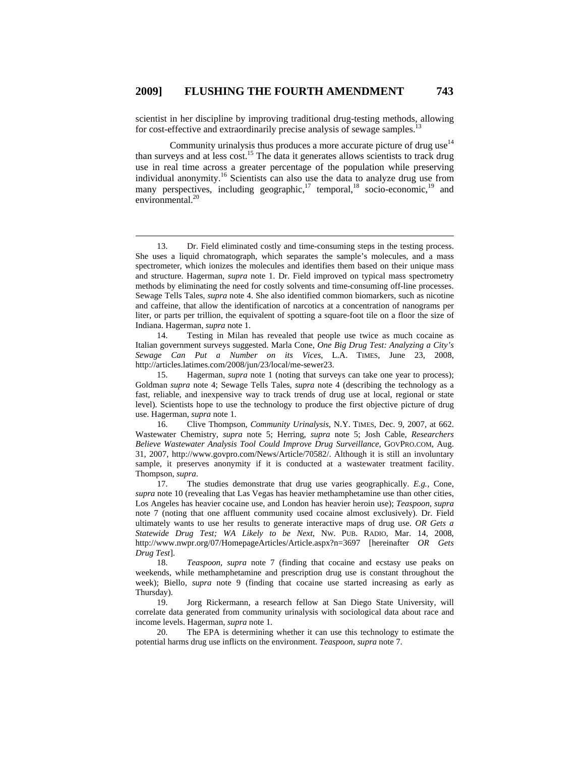scientist in her discipline by improving traditional drug-testing methods, allowing for cost-effective and extraordinarily precise analysis of sewage samples.[13]

Community urinalysis thus produces a more accurate picture of drug use[14] than surveys and at less cost.[15] The data it generates allows scientists to track drug use in real time across a greater percentage of the population while preserving individual anonymity.[16] Scientists can also use the data to analyze drug use from many perspectives, including geographic,[17] temporal,[18] socio-economic,[19] and environmental.[20]

---

13. Dr. Field eliminated costly and time-consuming steps in the testing process. She uses a liquid chromatograph, which separates the sample's molecules, and a mass spectrometer, which ionizes the molecules and identifies them based on their unique mass and structure. Hagerman, *supra* note 1. Dr. Field improved on typical mass spectrometry methods by eliminating the need for costly solvents and time-consuming off-line processes. Sewage Tells Tales, *supra* note 4. She also identified common biomarkers, such as nicotine and caffeine, that allow the identification of narcotics at a concentration of nanograms per liter, or parts per trillion, the equivalent of spotting a square-foot tile on a floor the size of Indiana. Hagerman, *supra* note 1.

14. Testing in Milan has revealed that people use twice as much cocaine as Italian government surveys suggested. Marla Cone, *One Big Drug Test: Analyzing a City's Sewage Can Put a Number on its Vices*, L.A. TIMES, June 23, 2008, http://articles.latimes.com/2008/jun/23/local/me-sewer23.

15. Hagerman, *supra* note 1 (noting that surveys can take one year to process); Goldman *supra* note 4; Sewage Tells Tales, *supra* note 4 (describing the technology as a fast, reliable, and inexpensive way to track trends of drug use at local, regional or state level). Scientists hope to use the technology to produce the first objective picture of drug use. Hagerman, *supra* note 1.

16. Clive Thompson, *Community Urinalysis*, N.Y. TIMES, Dec. 9, 2007, at 662. Wastewater Chemistry, *supra* note 5; Herring, *supra* note 5; Josh Cable, *Researchers Believe Wastewater Analysis Tool Could Improve Drug Surveillance*, GOVPRO.COM, Aug. 31, 2007, http://www.govpro.com/News/Article/70582/. Although it is still an involuntary sample, it preserves anonymity if it is conducted at a wastewater treatment facility. Thompson, *supra*.

17. The studies demonstrate that drug use varies geographically. *E.g.*, Cone, *supra* note 10 (revealing that Las Vegas has heavier methamphetamine use than other cities, Los Angeles has heavier cocaine use, and London has heavier heroin use); *Teaspoon*, *supra* note 7 (noting that one affluent community used cocaine almost exclusively). Dr. Field ultimately wants to use her results to generate interactive maps of drug use. *OR Gets a Statewide Drug Test; WA Likely to be Next*, NW. PUB. RADIO, Mar. 14, 2008, http://www.nwpr.org/07/HomepageArticles/Article.aspx?n=3697 [hereinafter *OR Gets Drug Test*].

18. *Teaspoon*, *supra* note 7 (finding that cocaine and ecstasy use peaks on weekends, while methamphetamine and prescription drug use is constant throughout the week); Biello, *supra* note 9 (finding that cocaine use started increasing as early as Thursday).

19. Jorg Rickermann, a research fellow at San Diego State University, will correlate data generated from community urinalysis with sociological data about race and income levels. Hagerman, *supra* note 1.

20. The EPA is determining whether it can use this technology to estimate the potential harms drug use inflicts on the environment. *Teaspoon*, *supra* note 7.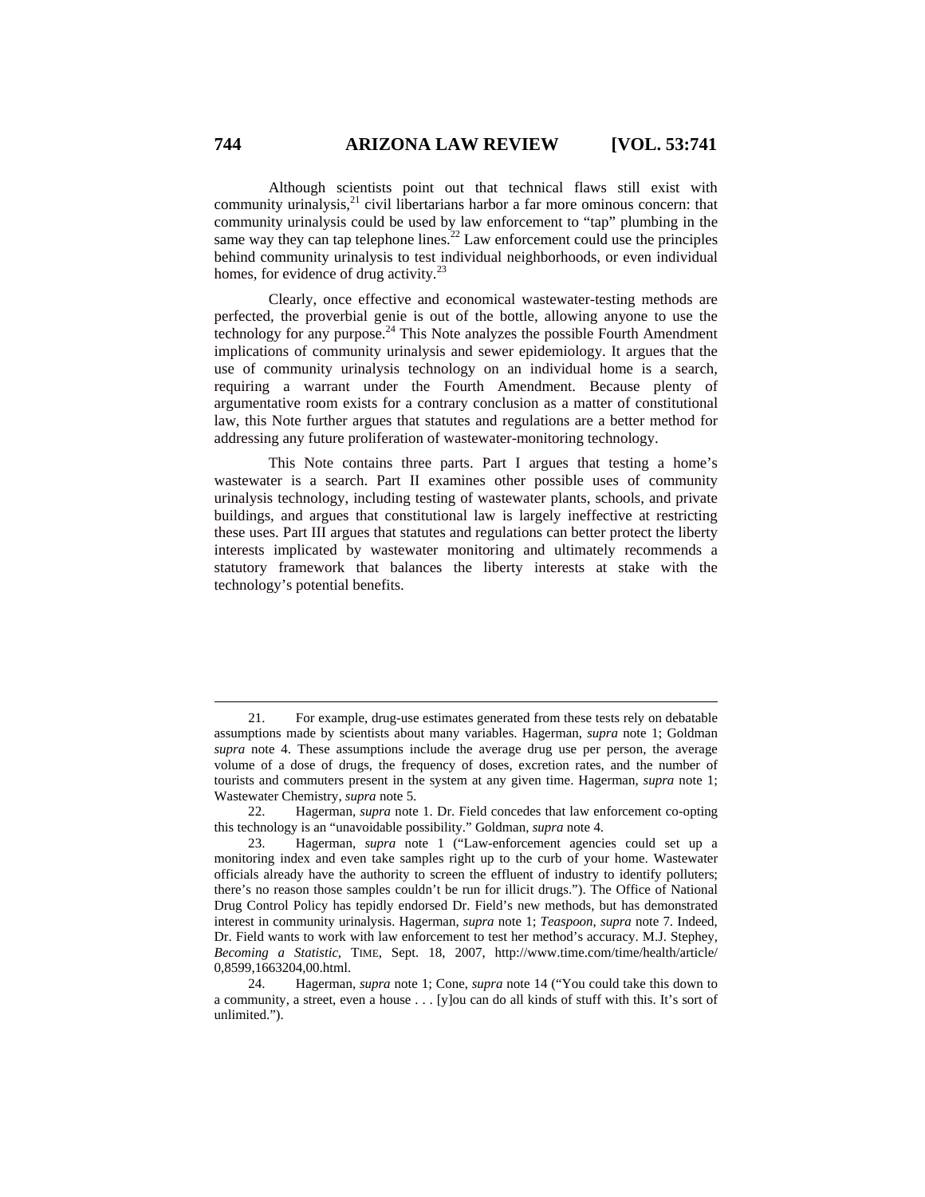Although scientists point out that technical flaws still exist with community urinalysis,[21] civil libertarians harbor a far more ominous concern: that community urinalysis could be used by law enforcement to "tap" plumbing in the same way they can tap telephone lines.[22] Law enforcement could use the principles behind community urinalysis to test individual neighborhoods, or even individual homes, for evidence of drug activity.[23]

Clearly, once effective and economical wastewater-testing methods are perfected, the proverbial genie is out of the bottle, allowing anyone to use the technology for any purpose.[24] This Note analyzes the possible Fourth Amendment implications of community urinalysis and sewer epidemiology. It argues that the use of community urinalysis technology on an individual home is a search, requiring a warrant under the Fourth Amendment. Because plenty of argumentative room exists for a contrary conclusion as a matter of constitutional law, this Note further argues that statutes and regulations are a better method for addressing any future proliferation of wastewater-monitoring technology.

This Note contains three parts. Part I argues that testing a home's wastewater is a search. Part II examines other possible uses of community urinalysis technology, including testing of wastewater plants, schools, and private buildings, and argues that constitutional law is largely ineffective at restricting these uses. Part III argues that statutes and regulations can better protect the liberty interests implicated by wastewater monitoring and ultimately recommends a statutory framework that balances the liberty interests at stake with the technology's potential benefits.

---

21. For example, drug-use estimates generated from these tests rely on debatable assumptions made by scientists about many variables. Hagerman, *supra* note 1; Goldman *supra* note 4. These assumptions include the average drug use per person, the average volume of a dose of drugs, the frequency of doses, excretion rates, and the number of tourists and commuters present in the system at any given time. Hagerman, *supra* note 1; Wastewater Chemistry, *supra* note 5.

22. Hagerman, *supra* note 1. Dr. Field concedes that law enforcement co-opting this technology is an "unavoidable possibility." Goldman, *supra* note 4.

23. Hagerman, *supra* note 1 ("Law-enforcement agencies could set up a monitoring index and even take samples right up to the curb of your home. Wastewater officials already have the authority to screen the effluent of industry to identify polluters; there's no reason those samples couldn't be run for illicit drugs."). The Office of National Drug Control Policy has tepidly endorsed Dr. Field's new methods, but has demonstrated interest in community urinalysis. Hagerman, *supra* note 1; *Teaspoon*, *supra* note 7. Indeed, Dr. Field wants to work with law enforcement to test her method's accuracy. M.J. Stephey, *Becoming a Statistic*, TIME, Sept. 18, 2007, http://www.time.com/time/health/article/0,8599,1663204,00.html.

24. Hagerman, *supra* note 1; Cone, *supra* note 14 ("You could take this down to a community, a street, even a house . . . [y]ou can do all kinds of stuff with this. It's sort of unlimited.").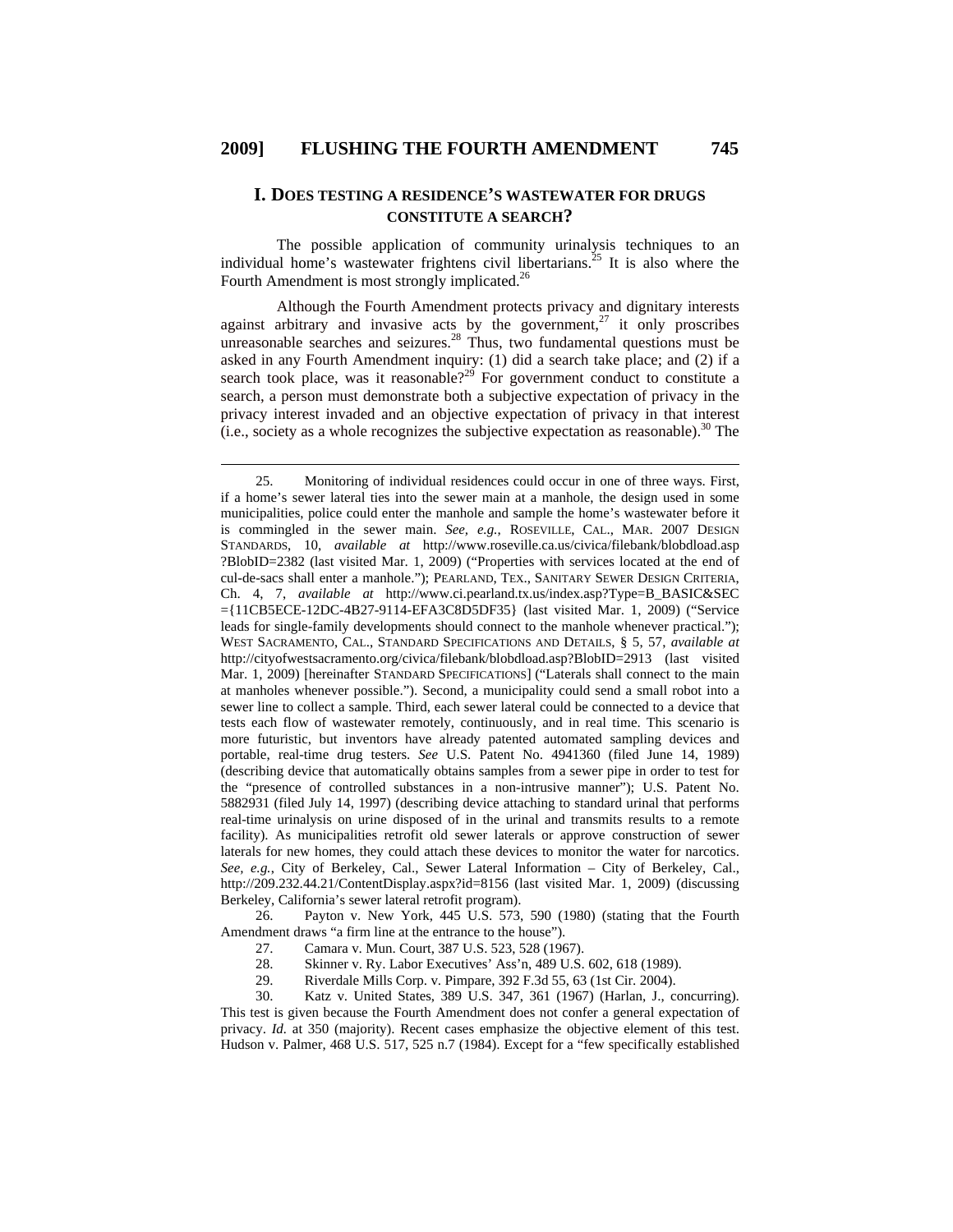## I. DOES TESTING A RESIDENCE'S WASTEWATER FOR DRUGS CONSTITUTE A SEARCH?

The possible application of community urinalysis techniques to an individual home's wastewater frightens civil libertarians.[25] It is also where the Fourth Amendment is most strongly implicated.[26]

Although the Fourth Amendment protects privacy and dignitary interests against arbitrary and invasive acts by the government,[27] it only proscribes unreasonable searches and seizures.[28] Thus, two fundamental questions must be asked in any Fourth Amendment inquiry: (1) did a search take place; and (2) if a search took place, was it reasonable?[29] For government conduct to constitute a search, a person must demonstrate both a subjective expectation of privacy in the privacy interest invaded and an objective expectation of privacy in that interest (i.e., society as a whole recognizes the subjective expectation as reasonable).[30] The

---

25. Monitoring of individual residences could occur in one of three ways. First, if a home's sewer lateral ties into the sewer main at a manhole, the design used in some municipalities, police could enter the manhole and sample the home's wastewater before it is commingled in the sewer main. *See, e.g.*, ROSEVILLE, CAL., MAR. 2007 DESIGN STANDARDS, 10, *available at* http://www.roseville.ca.us/civica/filebank/blobdload.asp?BlobID=2382 (last visited Mar. 1, 2009) ("Properties with services located at the end of cul-de-sacs shall enter a manhole."); PEARLAND, TEX., SANITARY SEWER DESIGN CRITERIA, Ch. 4, 7, *available at* http://www.ci.pearland.tx.us/index.asp?Type=B_BASIC&SEC={11CB5ECE-12DC-4B27-9114-EFA3C8D5DF35} (last visited Mar. 1, 2009) ("Service leads for single-family developments should connect to the manhole whenever practical."); WEST SACRAMENTO, CAL., STANDARD SPECIFICATIONS AND DETAILS, § 5, 57, *available at* http://cityofwestsacramento.org/civica/filebank/blobdload.asp?BlobID=2913 (last visited Mar. 1, 2009) [hereinafter STANDARD SPECIFICATIONS] ("Laterals shall connect to the main at manholes whenever possible."). Second, a municipality could send a small robot into a sewer line to collect a sample. Third, each sewer lateral could be connected to a device that tests each flow of wastewater remotely, continuously, and in real time. This scenario is more futuristic, but inventors have already patented automated sampling devices and portable, real-time drug testers. *See* U.S. Patent No. 4941360 (filed June 14, 1989) (describing device that automatically obtains samples from a sewer pipe in order to test for the "presence of controlled substances in a non-intrusive manner"); U.S. Patent No. 5882931 (filed July 14, 1997) (describing device attaching to standard urinal that performs real-time urinalysis on urine disposed of in the urinal and transmits results to a remote facility). As municipalities retrofit old sewer laterals or approve construction of sewer laterals for new homes, they could attach these devices to monitor the water for narcotics. *See, e.g.*, City of Berkeley, Cal., Sewer Lateral Information – City of Berkeley, Cal., http://209.232.44.21/ContentDisplay.aspx?id=8156 (last visited Mar. 1, 2009) (discussing Berkeley, California's sewer lateral retrofit program).

26. Payton v. New York, 445 U.S. 573, 590 (1980) (stating that the Fourth Amendment draws "a firm line at the entrance to the house").

27. Camara v. Mun. Court, 387 U.S. 523, 528 (1967).

28. Skinner v. Ry. Labor Executives' Ass'n, 489 U.S. 602, 618 (1989).

29. Riverdale Mills Corp. v. Pimpare, 392 F.3d 55, 63 (1st Cir. 2004).

30. Katz v. United States, 389 U.S. 347, 361 (1967) (Harlan, J., concurring). This test is given because the Fourth Amendment does not confer a general expectation of privacy. *Id.* at 350 (majority). Recent cases emphasize the objective element of this test. Hudson v. Palmer, 468 U.S. 517, 525 n.7 (1984). Except for a "few specifically established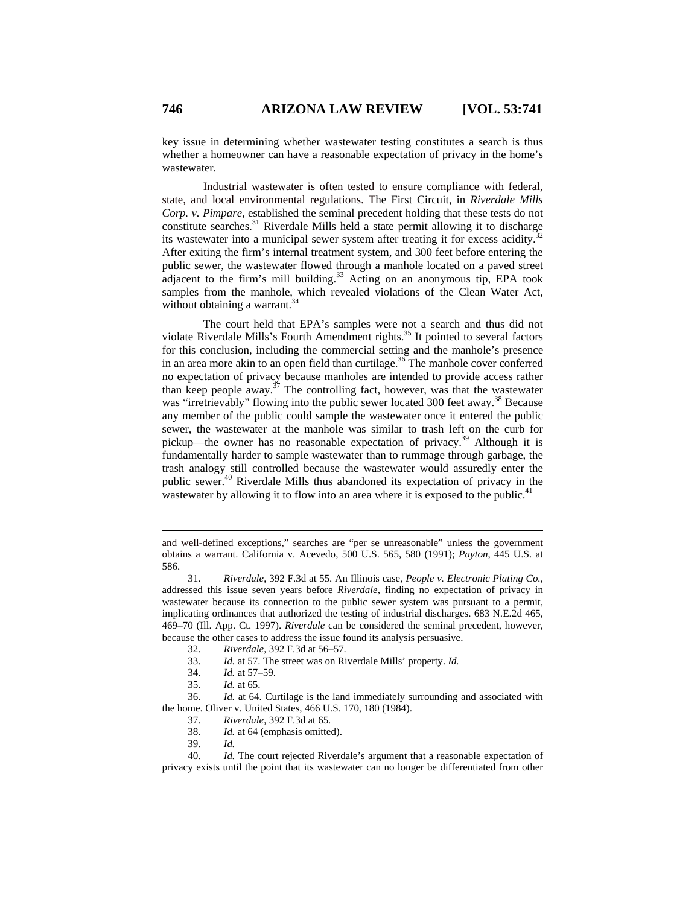key issue in determining whether wastewater testing constitutes a search is thus whether a homeowner can have a reasonable expectation of privacy in the home's wastewater.

Industrial wastewater is often tested to ensure compliance with federal, state, and local environmental regulations. The First Circuit, in *Riverdale Mills Corp. v. Pimpare*, established the seminal precedent holding that these tests do not constitute searches.[31] Riverdale Mills held a state permit allowing it to discharge its wastewater into a municipal sewer system after treating it for excess acidity.[32] After exiting the firm's internal treatment system, and 300 feet before entering the public sewer, the wastewater flowed through a manhole located on a paved street adjacent to the firm's mill building.[33] Acting on an anonymous tip, EPA took samples from the manhole, which revealed violations of the Clean Water Act, without obtaining a warrant.[34]

The court held that EPA's samples were not a search and thus did not violate Riverdale Mills's Fourth Amendment rights.[35] It pointed to several factors for this conclusion, including the commercial setting and the manhole's presence in an area more akin to an open field than curtilage.[36] The manhole cover conferred no expectation of privacy because manholes are intended to provide access rather than keep people away.[37] The controlling fact, however, was that the wastewater was "irretrievably" flowing into the public sewer located 300 feet away.[38] Because any member of the public could sample the wastewater once it entered the public sewer, the wastewater at the manhole was similar to trash left on the curb for pickup—the owner has no reasonable expectation of privacy.[39] Although it is fundamentally harder to sample wastewater than to rummage through garbage, the trash analogy still controlled because the wastewater would assuredly enter the public sewer.[40] Riverdale Mills thus abandoned its expectation of privacy in the wastewater by allowing it to flow into an area where it is exposed to the public.[41]

---

and well-defined exceptions," searches are "per se unreasonable" unless the government obtains a warrant. California v. Acevedo, 500 U.S. 565, 580 (1991); *Payton*, 445 U.S. at 586.

31. *Riverdale*, 392 F.3d at 55. An Illinois case, *People v. Electronic Plating Co.*, addressed this issue seven years before *Riverdale*, finding no expectation of privacy in wastewater because its connection to the public sewer system was pursuant to a permit, implicating ordinances that authorized the testing of industrial discharges. 683 N.E.2d 465, 469–70 (Ill. App. Ct. 1997). *Riverdale* can be considered the seminal precedent, however, because the other cases to address the issue found its analysis persuasive.

32. *Riverdale*, 392 F.3d at 56–57.

33. *Id.* at 57. The street was on Riverdale Mills' property. *Id.*

34. *Id.* at 57–59.

35. *Id.* at 65.

36. *Id.* at 64. Curtilage is the land immediately surrounding and associated with the home. Oliver v. United States, 466 U.S. 170, 180 (1984).

37. *Riverdale*, 392 F.3d at 65.

38. *Id.* at 64 (emphasis omitted).

39. *Id.*

40. *Id.* The court rejected Riverdale's argument that a reasonable expectation of privacy exists until the point that its wastewater can no longer be differentiated from other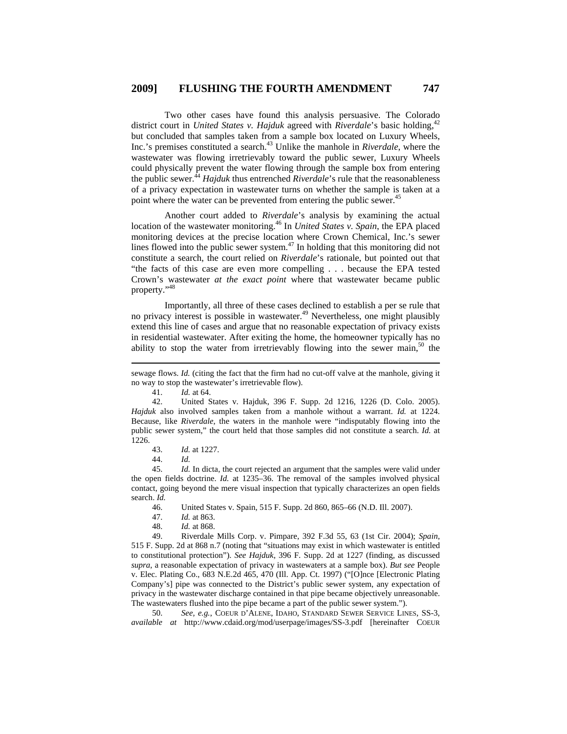Two other cases have found this analysis persuasive. The Colorado district court in *United States v. Hajduk* agreed with *Riverdale*'s basic holding,[42] but concluded that samples taken from a sample box located on Luxury Wheels, Inc.'s premises constituted a search.[43] Unlike the manhole in *Riverdale*, where the wastewater was flowing irretrievably toward the public sewer, Luxury Wheels could physically prevent the water flowing through the sample box from entering the public sewer.[44] *Hajduk* thus entrenched *Riverdale*'s rule that the reasonableness of a privacy expectation in wastewater turns on whether the sample is taken at a point where the water can be prevented from entering the public sewer.[45]

Another court added to *Riverdale*'s analysis by examining the actual location of the wastewater monitoring.[46] In *United States v. Spain*, the EPA placed monitoring devices at the precise location where Crown Chemical, Inc.'s sewer lines flowed into the public sewer system.[47] In holding that this monitoring did not constitute a search, the court relied on *Riverdale*'s rationale, but pointed out that "the facts of this case are even more compelling . . . because the EPA tested Crown's wastewater *at the exact point* where that wastewater became public property."[48]

Importantly, all three of these cases declined to establish a per se rule that no privacy interest is possible in wastewater.[49] Nevertheless, one might plausibly extend this line of cases and argue that no reasonable expectation of privacy exists in residential wastewater. After exiting the home, the homeowner typically has no ability to stop the water from irretrievably flowing into the sewer main,[50] the

---

sewage flows. *Id.* (citing the fact that the firm had no cut-off valve at the manhole, giving it no way to stop the wastewater's irretrievable flow).

41. *Id.* at 64.

42. United States v. Hajduk, 396 F. Supp. 2d 1216, 1226 (D. Colo. 2005). *Hajduk* also involved samples taken from a manhole without a warrant. *Id.* at 1224. Because, like *Riverdale*, the waters in the manhole were "indisputably flowing into the public sewer system," the court held that those samples did not constitute a search. *Id.* at 1226.

43. *Id.* at 1227.

44. *Id.*

45. *Id.* In dicta, the court rejected an argument that the samples were valid under the open fields doctrine. *Id.* at 1235–36. The removal of the samples involved physical contact, going beyond the mere visual inspection that typically characterizes an open fields search. *Id.*

46. United States v. Spain, 515 F. Supp. 2d 860, 865–66 (N.D. Ill. 2007).

47. *Id.* at 863.

48. *Id.* at 868.

49. Riverdale Mills Corp. v. Pimpare, 392 F.3d 55, 63 (1st Cir. 2004); *Spain*, 515 F. Supp. 2d at 868 n.7 (noting that "situations may exist in which wastewater is entitled to constitutional protection"). *See Hajduk*, 396 F. Supp. 2d at 1227 (finding, as discussed *supra*, a reasonable expectation of privacy in wastewaters at a sample box). *But see* People v. Elec. Plating Co., 683 N.E.2d 465, 470 (Ill. App. Ct. 1997) ("[O]nce [Electronic Plating Company's] pipe was connected to the District's public sewer system, any expectation of privacy in the wastewater discharge contained in that pipe became objectively unreasonable. The wastewaters flushed into the pipe became a part of the public sewer system.").

50. *See, e.g.*, COEUR D'ALENE, IDAHO, STANDARD SEWER SERVICE LINES, SS-3, *available at* http://www.cdaid.org/mod/userpage/images/SS-3.pdf [hereinafter COEUR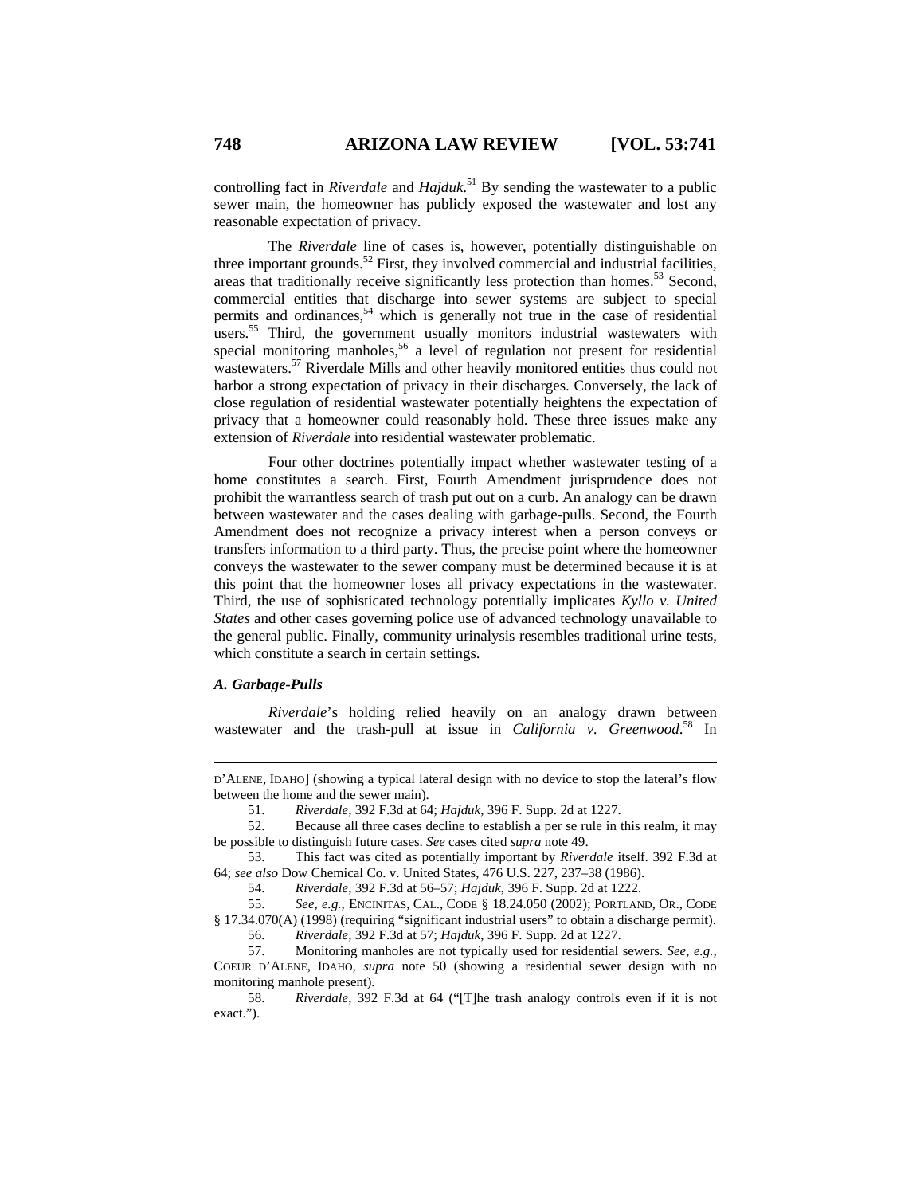controlling fact in *Riverdale* and *Hajduk*.[51] By sending the wastewater to a public sewer main, the homeowner has publicly exposed the wastewater and lost any reasonable expectation of privacy.

The *Riverdale* line of cases is, however, potentially distinguishable on three important grounds.[52] First, they involved commercial and industrial facilities, areas that traditionally receive significantly less protection than homes.[53] Second, commercial entities that discharge into sewer systems are subject to special permits and ordinances,[54] which is generally not true in the case of residential users.[55] Third, the government usually monitors industrial wastewaters with special monitoring manholes,[56] a level of regulation not present for residential wastewaters.[57] Riverdale Mills and other heavily monitored entities thus could not harbor a strong expectation of privacy in their discharges. Conversely, the lack of close regulation of residential wastewater potentially heightens the expectation of privacy that a homeowner could reasonably hold. These three issues make any extension of *Riverdale* into residential wastewater problematic.

Four other doctrines potentially impact whether wastewater testing of a home constitutes a search. First, Fourth Amendment jurisprudence does not prohibit the warrantless search of trash put out on a curb. An analogy can be drawn between wastewater and the cases dealing with garbage-pulls. Second, the Fourth Amendment does not recognize a privacy interest when a person conveys or transfers information to a third party. Thus, the precise point where the homeowner conveys the wastewater to the sewer company must be determined because it is at this point that the homeowner loses all privacy expectations in the wastewater. Third, the use of sophisticated technology potentially implicates *Kyllo v. United States* and other cases governing police use of advanced technology unavailable to the general public. Finally, community urinalysis resembles traditional urine tests, which constitute a search in certain settings.

### *A. Garbage-Pulls*

*Riverdale*'s holding relied heavily on an analogy drawn between wastewater and the trash-pull at issue in *California v. Greenwood*.[58] In

---

D'ALENE, IDAHO] (showing a typical lateral design with no device to stop the lateral's flow between the home and the sewer main).

51. *Riverdale*, 392 F.3d at 64; *Hajduk*, 396 F. Supp. 2d at 1227.

52. Because all three cases decline to establish a per se rule in this realm, it may be possible to distinguish future cases. *See* cases cited *supra* note 49.

53. This fact was cited as potentially important by *Riverdale* itself. 392 F.3d at 64; *see also* Dow Chemical Co. v. United States, 476 U.S. 227, 237–38 (1986).

54. *Riverdale*, 392 F.3d at 56–57; *Hajduk*, 396 F. Supp. 2d at 1222.

55. *See, e.g.*, ENCINITAS, CAL., CODE § 18.24.050 (2002); PORTLAND, OR., CODE § 17.34.070(A) (1998) (requiring "significant industrial users" to obtain a discharge permit).

56. *Riverdale*, 392 F.3d at 57; *Hajduk*, 396 F. Supp. 2d at 1227.

57. Monitoring manholes are not typically used for residential sewers. *See, e.g.*, COEUR D'ALENE, IDAHO, *supra* note 50 (showing a residential sewer design with no monitoring manhole present).

58. *Riverdale*, 392 F.3d at 64 ("[T]he trash analogy controls even if it is not exact.").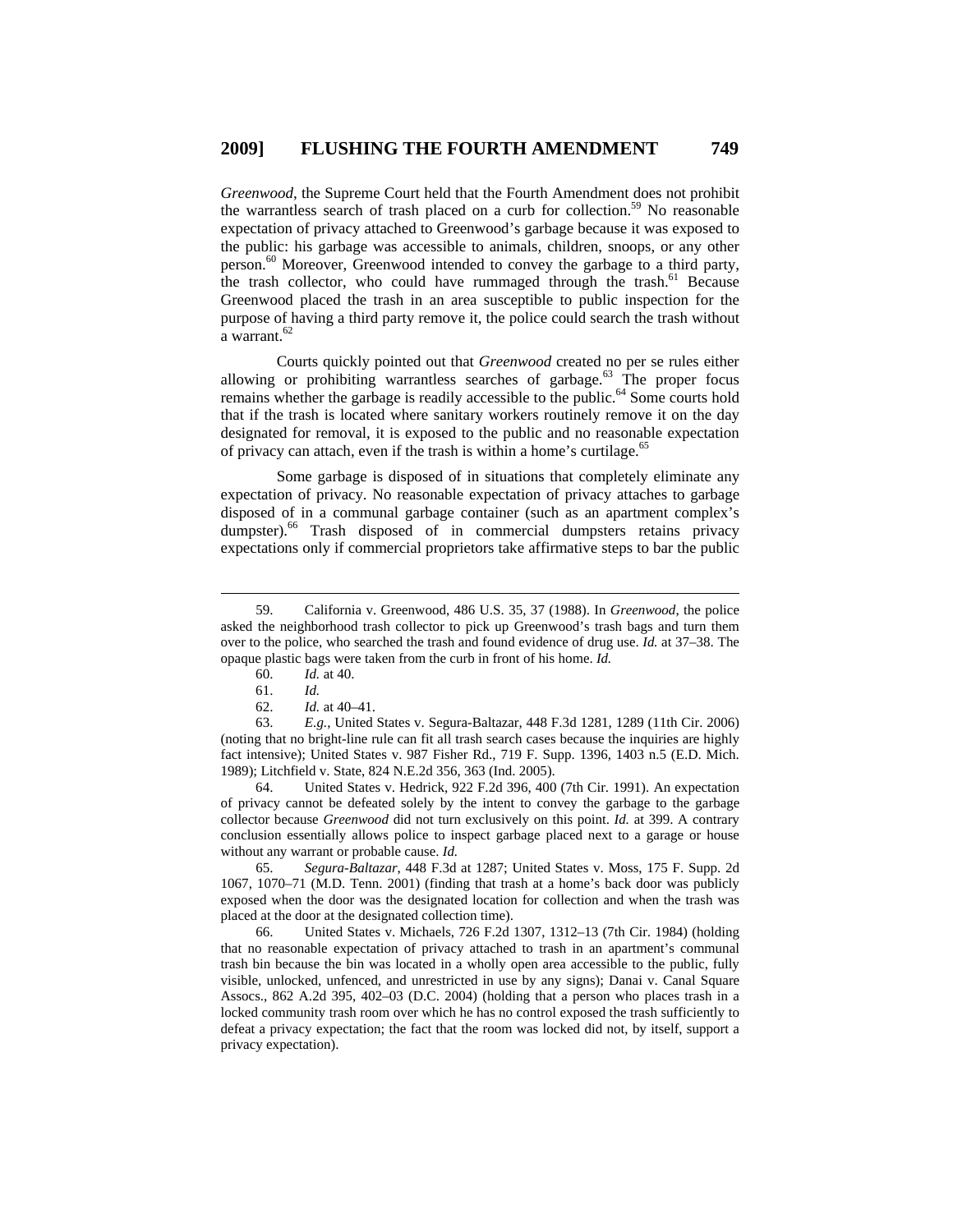*Greenwood*, the Supreme Court held that the Fourth Amendment does not prohibit the warrantless search of trash placed on a curb for collection.[59] No reasonable expectation of privacy attached to Greenwood's garbage because it was exposed to the public: his garbage was accessible to animals, children, snoops, or any other person.[60] Moreover, Greenwood intended to convey the garbage to a third party, the trash collector, who could have rummaged through the trash.[61] Because Greenwood placed the trash in an area susceptible to public inspection for the purpose of having a third party remove it, the police could search the trash without a warrant.[62]

Courts quickly pointed out that *Greenwood* created no per se rules either allowing or prohibiting warrantless searches of garbage.[63] The proper focus remains whether the garbage is readily accessible to the public.[64] Some courts hold that if the trash is located where sanitary workers routinely remove it on the day designated for removal, it is exposed to the public and no reasonable expectation of privacy can attach, even if the trash is within a home's curtilage.[65]

Some garbage is disposed of in situations that completely eliminate any expectation of privacy. No reasonable expectation of privacy attaches to garbage disposed of in a communal garbage container (such as an apartment complex's dumpster).[66] Trash disposed of in commercial dumpsters retains privacy expectations only if commercial proprietors take affirmative steps to bar the public

---

59. California v. Greenwood, 486 U.S. 35, 37 (1988). In *Greenwood*, the police asked the neighborhood trash collector to pick up Greenwood's trash bags and turn them over to the police, who searched the trash and found evidence of drug use. *Id.* at 37–38. The opaque plastic bags were taken from the curb in front of his home. *Id.*

60. *Id.* at 40.

61. *Id.*

62. *Id.* at 40–41.

63. *E.g.*, United States v. Segura-Baltazar, 448 F.3d 1281, 1289 (11th Cir. 2006) (noting that no bright-line rule can fit all trash search cases because the inquiries are highly fact intensive); United States v. 987 Fisher Rd., 719 F. Supp. 1396, 1403 n.5 (E.D. Mich. 1989); Litchfield v. State, 824 N.E.2d 356, 363 (Ind. 2005).

64. United States v. Hedrick, 922 F.2d 396, 400 (7th Cir. 1991). An expectation of privacy cannot be defeated solely by the intent to convey the garbage to the garbage collector because *Greenwood* did not turn exclusively on this point. *Id.* at 399. A contrary conclusion essentially allows police to inspect garbage placed next to a garage or house without any warrant or probable cause. *Id.*

65. *Segura-Baltazar*, 448 F.3d at 1287; United States v. Moss, 175 F. Supp. 2d 1067, 1070–71 (M.D. Tenn. 2001) (finding that trash at a home's back door was publicly exposed when the door was the designated location for collection and when the trash was placed at the door at the designated collection time).

66. United States v. Michaels, 726 F.2d 1307, 1312–13 (7th Cir. 1984) (holding that no reasonable expectation of privacy attached to trash in an apartment's communal trash bin because the bin was located in a wholly open area accessible to the public, fully visible, unlocked, unfenced, and unrestricted in use by any signs); Danai v. Canal Square Assocs., 862 A.2d 395, 402–03 (D.C. 2004) (holding that a person who places trash in a locked community trash room over which he has no control exposed the trash sufficiently to defeat a privacy expectation; the fact that the room was locked did not, by itself, support a privacy expectation).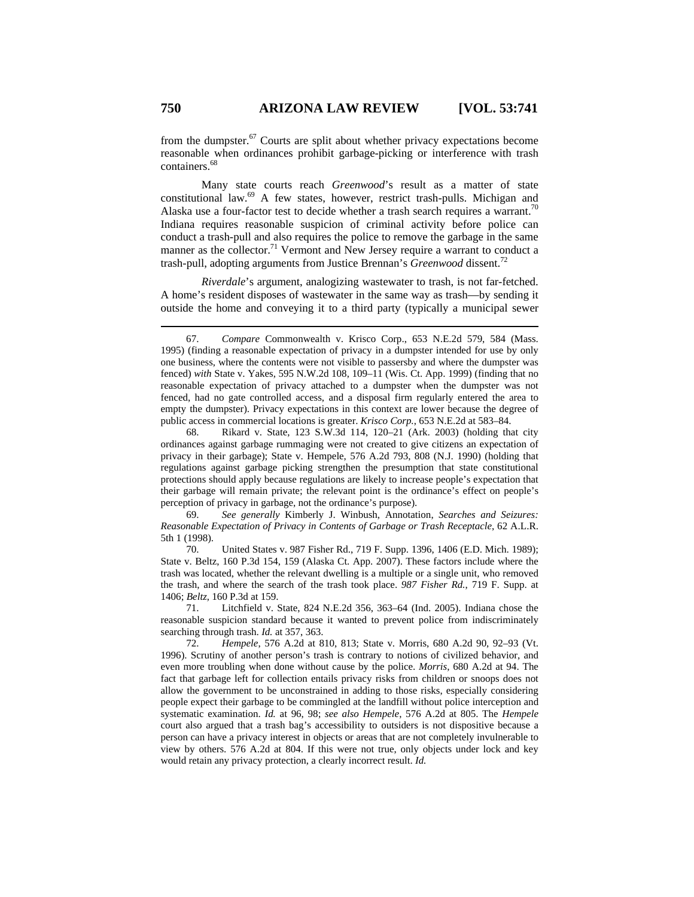from the dumpster.[67] Courts are split about whether privacy expectations become reasonable when ordinances prohibit garbage-picking or interference with trash containers.[68]

Many state courts reach *Greenwood*'s result as a matter of state constitutional law.[69] A few states, however, restrict trash-pulls. Michigan and Alaska use a four-factor test to decide whether a trash search requires a warrant.[70] Indiana requires reasonable suspicion of criminal activity before police can conduct a trash-pull and also requires the police to remove the garbage in the same manner as the collector.[71] Vermont and New Jersey require a warrant to conduct a trash-pull, adopting arguments from Justice Brennan's *Greenwood* dissent.[72]

*Riverdale*'s argument, analogizing wastewater to trash, is not far-fetched. A home's resident disposes of wastewater in the same way as trash—by sending it outside the home and conveying it to a third party (typically a municipal sewer

---

67. *Compare* Commonwealth v. Krisco Corp., 653 N.E.2d 579, 584 (Mass. 1995) (finding a reasonable expectation of privacy in a dumpster intended for use by only one business, where the contents were not visible to passersby and where the dumpster was fenced) *with* State v. Yakes, 595 N.W.2d 108, 109–11 (Wis. Ct. App. 1999) (finding that no reasonable expectation of privacy attached to a dumpster when the dumpster was not fenced, had no gate controlled access, and a disposal firm regularly entered the area to empty the dumpster). Privacy expectations in this context are lower because the degree of public access in commercial locations is greater. *Krisco Corp.*, 653 N.E.2d at 583–84.

68. Rikard v. State, 123 S.W.3d 114, 120–21 (Ark. 2003) (holding that city ordinances against garbage rummaging were not created to give citizens an expectation of privacy in their garbage); State v. Hempele, 576 A.2d 793, 808 (N.J. 1990) (holding that regulations against garbage picking strengthen the presumption that state constitutional protections should apply because regulations are likely to increase people's expectation that their garbage will remain private; the relevant point is the ordinance's effect on people's perception of privacy in garbage, not the ordinance's purpose).

69. *See generally* Kimberly J. Winbush, Annotation, *Searches and Seizures: Reasonable Expectation of Privacy in Contents of Garbage or Trash Receptacle*, 62 A.L.R. 5th 1 (1998).

70. United States v. 987 Fisher Rd., 719 F. Supp. 1396, 1406 (E.D. Mich. 1989); State v. Beltz, 160 P.3d 154, 159 (Alaska Ct. App. 2007). These factors include where the trash was located, whether the relevant dwelling is a multiple or a single unit, who removed the trash, and where the search of the trash took place. *987 Fisher Rd.*, 719 F. Supp. at 1406; *Beltz*, 160 P.3d at 159.

71. Litchfield v. State, 824 N.E.2d 356, 363–64 (Ind. 2005). Indiana chose the reasonable suspicion standard because it wanted to prevent police from indiscriminately searching through trash. *Id.* at 357, 363.

72. *Hempele*, 576 A.2d at 810, 813; State v. Morris, 680 A.2d 90, 92–93 (Vt. 1996). Scrutiny of another person's trash is contrary to notions of civilized behavior, and even more troubling when done without cause by the police. *Morris*, 680 A.2d at 94. The fact that garbage left for collection entails privacy risks from children or snoops does not allow the government to be unconstrained in adding to those risks, especially considering people expect their garbage to be commingled at the landfill without police interception and systematic examination. *Id.* at 96, 98; *see also Hempele*, 576 A.2d at 805. The *Hempele* court also argued that a trash bag's accessibility to outsiders is not dispositive because a person can have a privacy interest in objects or areas that are not completely invulnerable to view by others. 576 A.2d at 804. If this were not true, only objects under lock and key would retain any privacy protection, a clearly incorrect result. *Id.*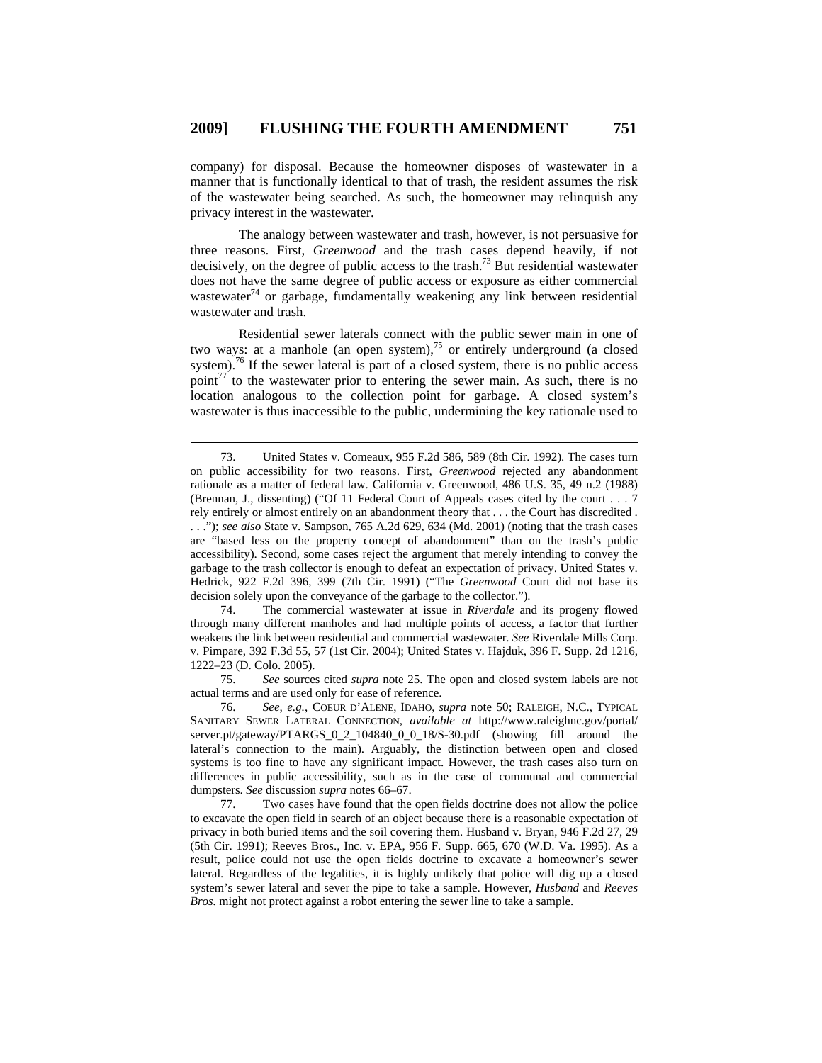company) for disposal. Because the homeowner disposes of wastewater in a manner that is functionally identical to that of trash, the resident assumes the risk of the wastewater being searched. As such, the homeowner may relinquish any privacy interest in the wastewater.

The analogy between wastewater and trash, however, is not persuasive for three reasons. First, *Greenwood* and the trash cases depend heavily, if not decisively, on the degree of public access to the trash.[73] But residential wastewater does not have the same degree of public access or exposure as either commercial wastewater[74] or garbage, fundamentally weakening any link between residential wastewater and trash.

Residential sewer laterals connect with the public sewer main in one of two ways: at a manhole (an open system),[75] or entirely underground (a closed system).[76] If the sewer lateral is part of a closed system, there is no public access point[77] to the wastewater prior to entering the sewer main. As such, there is no location analogous to the collection point for garbage. A closed system's wastewater is thus inaccessible to the public, undermining the key rationale used to

---

73. United States v. Comeaux, 955 F.2d 586, 589 (8th Cir. 1992). The cases turn on public accessibility for two reasons. First, *Greenwood* rejected any abandonment rationale as a matter of federal law. California v. Greenwood, 486 U.S. 35, 49 n.2 (1988) (Brennan, J., dissenting) ("Of 11 Federal Court of Appeals cases cited by the court . . . 7 rely entirely or almost entirely on an abandonment theory that . . . the Court has discredited . . . ."); *see also* State v. Sampson, 765 A.2d 629, 634 (Md. 2001) (noting that the trash cases are "based less on the property concept of abandonment" than on the trash's public accessibility). Second, some cases reject the argument that merely intending to convey the garbage to the trash collector is enough to defeat an expectation of privacy. United States v. Hedrick, 922 F.2d 396, 399 (7th Cir. 1991) ("The *Greenwood* Court did not base its decision solely upon the conveyance of the garbage to the collector.").

74. The commercial wastewater at issue in *Riverdale* and its progeny flowed through many different manholes and had multiple points of access, a factor that further weakens the link between residential and commercial wastewater. *See* Riverdale Mills Corp. v. Pimpare, 392 F.3d 55, 57 (1st Cir. 2004); United States v. Hajduk, 396 F. Supp. 2d 1216, 1222–23 (D. Colo. 2005).

75. *See* sources cited *supra* note 25. The open and closed system labels are not actual terms and are used only for ease of reference.

76. *See, e.g.*, COEUR D'ALENE, IDAHO, *supra* note 50; RALEIGH, N.C., TYPICAL SANITARY SEWER LATERAL CONNECTION, *available at* http://www.raleighnc.gov/portal/server.pt/gateway/PTARGS_0_2_104840_0_0_18/S-30.pdf (showing fill around the lateral's connection to the main). Arguably, the distinction between open and closed systems is too fine to have any significant impact. However, the trash cases also turn on differences in public accessibility, such as in the case of communal and commercial dumpsters. *See* discussion *supra* notes 66–67.

77. Two cases have found that the open fields doctrine does not allow the police to excavate the open field in search of an object because there is a reasonable expectation of privacy in both buried items and the soil covering them. Husband v. Bryan, 946 F.2d 27, 29 (5th Cir. 1991); Reeves Bros., Inc. v. EPA, 956 F. Supp. 665, 670 (W.D. Va. 1995). As a result, police could not use the open fields doctrine to excavate a homeowner's sewer lateral. Regardless of the legalities, it is highly unlikely that police will dig up a closed system's sewer lateral and sever the pipe to take a sample. However, *Husband* and *Reeves Bros.* might not protect against a robot entering the sewer line to take a sample.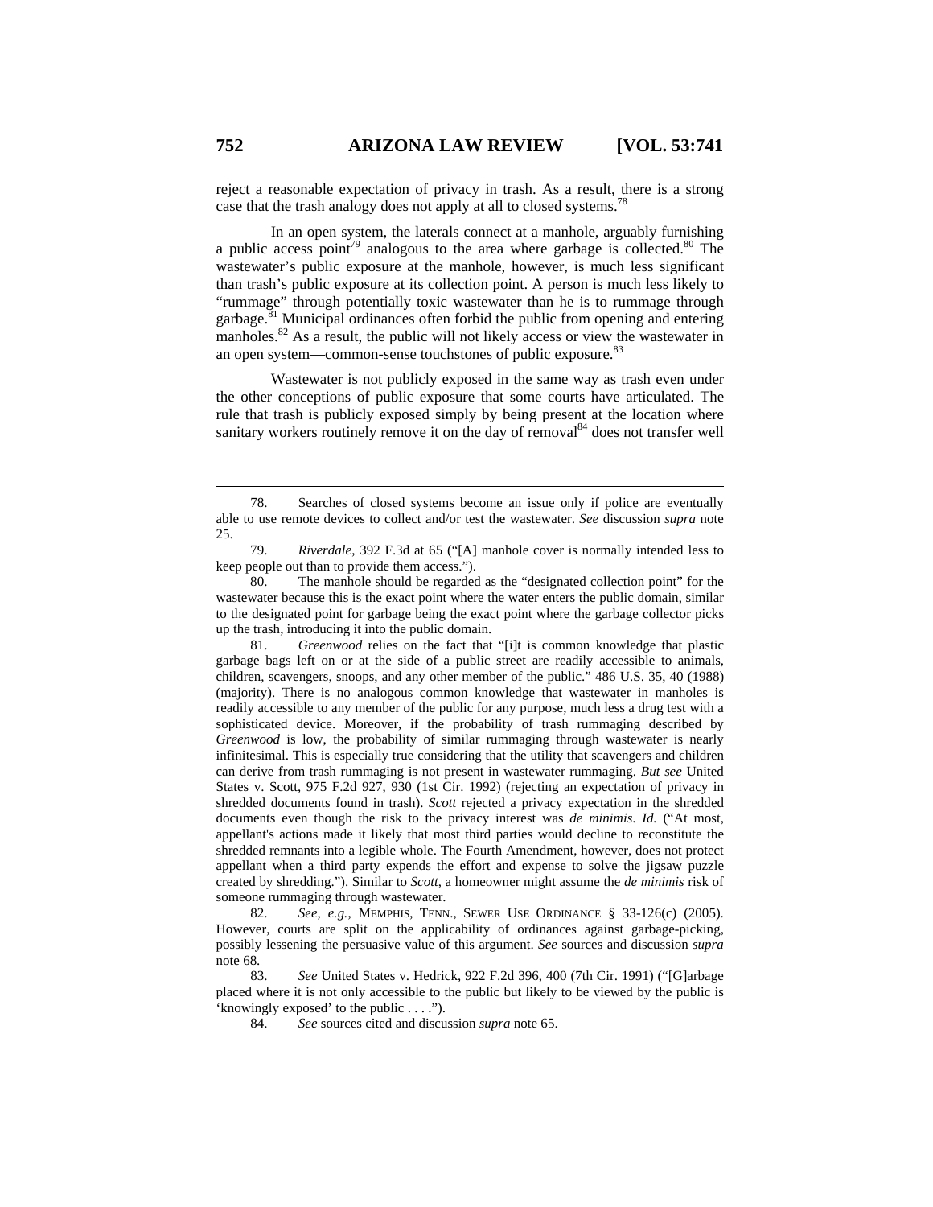reject a reasonable expectation of privacy in trash. As a result, there is a strong case that the trash analogy does not apply at all to closed systems.[78]

In an open system, the laterals connect at a manhole, arguably furnishing a public access point[79] analogous to the area where garbage is collected.[80] The wastewater's public exposure at the manhole, however, is much less significant than trash's public exposure at its collection point. A person is much less likely to "rummage" through potentially toxic wastewater than he is to rummage through garbage.[81] Municipal ordinances often forbid the public from opening and entering manholes.[82] As a result, the public will not likely access or view the wastewater in an open system—common-sense touchstones of public exposure.[83]

Wastewater is not publicly exposed in the same way as trash even under the other conceptions of public exposure that some courts have articulated. The rule that trash is publicly exposed simply by being present at the location where sanitary workers routinely remove it on the day of removal[84] does not transfer well

---

78. Searches of closed systems become an issue only if police are eventually able to use remote devices to collect and/or test the wastewater. *See* discussion *supra* note 25.

79. *Riverdale*, 392 F.3d at 65 ("[A] manhole cover is normally intended less to keep people out than to provide them access.").

80. The manhole should be regarded as the "designated collection point" for the wastewater because this is the exact point where the water enters the public domain, similar to the designated point for garbage being the exact point where the garbage collector picks up the trash, introducing it into the public domain.

81. *Greenwood* relies on the fact that "[i]t is common knowledge that plastic garbage bags left on or at the side of a public street are readily accessible to animals, children, scavengers, snoops, and any other member of the public." 486 U.S. 35, 40 (1988) (majority). There is no analogous common knowledge that wastewater in manholes is readily accessible to any member of the public for any purpose, much less a drug test with a sophisticated device. Moreover, if the probability of trash rummaging described by *Greenwood* is low, the probability of similar rummaging through wastewater is nearly infinitesimal. This is especially true considering that the utility that scavengers and children can derive from trash rummaging is not present in wastewater rummaging. *But see* United States v. Scott, 975 F.2d 927, 930 (1st Cir. 1992) (rejecting an expectation of privacy in shredded documents found in trash). *Scott* rejected a privacy expectation in the shredded documents even though the risk to the privacy interest was *de minimis*. *Id.* ("At most, appellant's actions made it likely that most third parties would decline to reconstitute the shredded remnants into a legible whole. The Fourth Amendment, however, does not protect appellant when a third party expends the effort and expense to solve the jigsaw puzzle created by shredding."). Similar to *Scott*, a homeowner might assume the *de minimis* risk of someone rummaging through wastewater.

82. *See, e.g.*, MEMPHIS, TENN., SEWER USE ORDINANCE § 33-126(c) (2005). However, courts are split on the applicability of ordinances against garbage-picking, possibly lessening the persuasive value of this argument. *See* sources and discussion *supra* note 68.

83. *See* United States v. Hedrick, 922 F.2d 396, 400 (7th Cir. 1991) ("[G]arbage placed where it is not only accessible to the public but likely to be viewed by the public is 'knowingly exposed' to the public . . . .").

84. *See* sources cited and discussion *supra* note 65.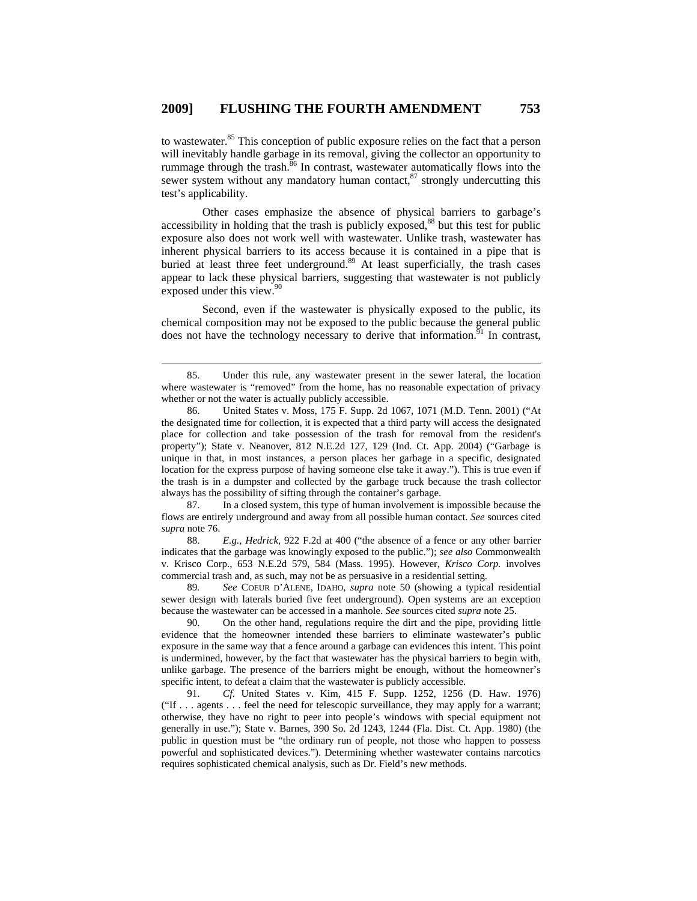to wastewater.[85] This conception of public exposure relies on the fact that a person will inevitably handle garbage in its removal, giving the collector an opportunity to rummage through the trash.[86] In contrast, wastewater automatically flows into the sewer system without any mandatory human contact,[87] strongly undercutting this test's applicability.

Other cases emphasize the absence of physical barriers to garbage's accessibility in holding that the trash is publicly exposed,[88] but this test for public exposure also does not work well with wastewater. Unlike trash, wastewater has inherent physical barriers to its access because it is contained in a pipe that is buried at least three feet underground.[89] At least superficially, the trash cases appear to lack these physical barriers, suggesting that wastewater is not publicly exposed under this view.[90]

Second, even if the wastewater is physically exposed to the public, its chemical composition may not be exposed to the public because the general public does not have the technology necessary to derive that information.[91] In contrast,

---

85. Under this rule, any wastewater present in the sewer lateral, the location where wastewater is "removed" from the home, has no reasonable expectation of privacy whether or not the water is actually publicly accessible.

86. United States v. Moss, 175 F. Supp. 2d 1067, 1071 (M.D. Tenn. 2001) ("At the designated time for collection, it is expected that a third party will access the designated place for collection and take possession of the trash for removal from the resident's property"); State v. Neanover, 812 N.E.2d 127, 129 (Ind. Ct. App. 2004) ("Garbage is unique in that, in most instances, a person places her garbage in a specific, designated location for the express purpose of having someone else take it away."). This is true even if the trash is in a dumpster and collected by the garbage truck because the trash collector always has the possibility of sifting through the container's garbage.

87. In a closed system, this type of human involvement is impossible because the flows are entirely underground and away from all possible human contact. *See* sources cited *supra* note 76.

88. *E.g.*, *Hedrick*, 922 F.2d at 400 ("the absence of a fence or any other barrier indicates that the garbage was knowingly exposed to the public."); *see also* Commonwealth v. Krisco Corp., 653 N.E.2d 579, 584 (Mass. 1995). However, *Krisco Corp.* involves commercial trash and, as such, may not be as persuasive in a residential setting.

89. *See* COEUR D'ALENE, IDAHO, *supra* note 50 (showing a typical residential sewer design with laterals buried five feet underground). Open systems are an exception because the wastewater can be accessed in a manhole. *See* sources cited *supra* note 25.

90. On the other hand, regulations require the dirt and the pipe, providing little evidence that the homeowner intended these barriers to eliminate wastewater's public exposure in the same way that a fence around a garbage can evidences this intent. This point is undermined, however, by the fact that wastewater has the physical barriers to begin with, unlike garbage. The presence of the barriers might be enough, without the homeowner's specific intent, to defeat a claim that the wastewater is publicly accessible.

91. *Cf.* United States v. Kim, 415 F. Supp. 1252, 1256 (D. Haw. 1976) ("If . . . agents . . . feel the need for telescopic surveillance, they may apply for a warrant; otherwise, they have no right to peer into people's windows with special equipment not generally in use."); State v. Barnes, 390 So. 2d 1243, 1244 (Fla. Dist. Ct. App. 1980) (the public in question must be "the ordinary run of people, not those who happen to possess powerful and sophisticated devices."). Determining whether wastewater contains narcotics requires sophisticated chemical analysis, such as Dr. Field's new methods.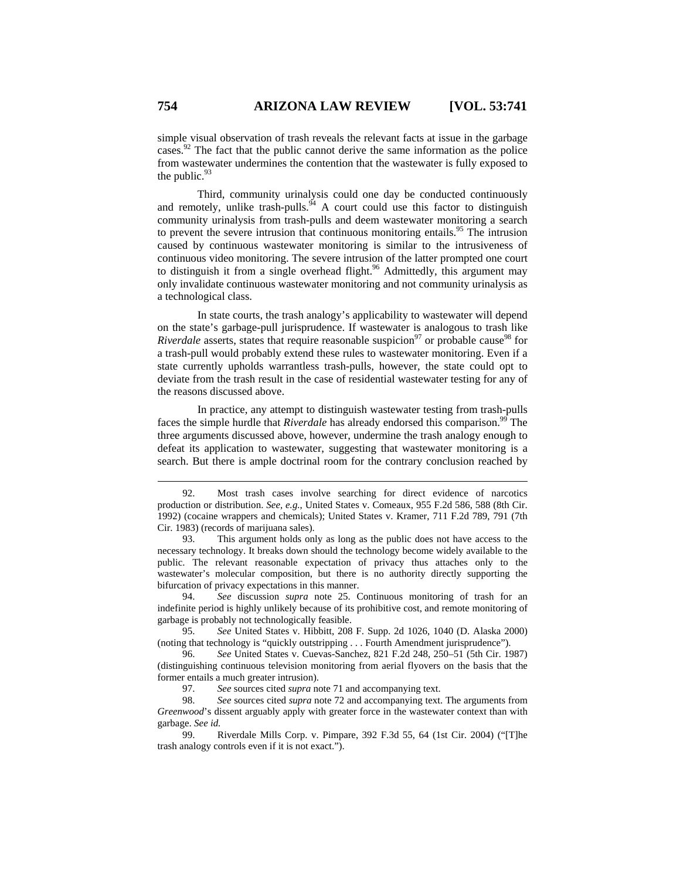simple visual observation of trash reveals the relevant facts at issue in the garbage cases.[92] The fact that the public cannot derive the same information as the police from wastewater undermines the contention that the wastewater is fully exposed to the public.[93]

Third, community urinalysis could one day be conducted continuously and remotely, unlike trash-pulls.[94] A court could use this factor to distinguish community urinalysis from trash-pulls and deem wastewater monitoring a search to prevent the severe intrusion that continuous monitoring entails.[95] The intrusion caused by continuous wastewater monitoring is similar to the intrusiveness of continuous video monitoring. The severe intrusion of the latter prompted one court to distinguish it from a single overhead flight.[96] Admittedly, this argument may only invalidate continuous wastewater monitoring and not community urinalysis as a technological class.

In state courts, the trash analogy's applicability to wastewater will depend on the state's garbage-pull jurisprudence. If wastewater is analogous to trash like *Riverdale* asserts, states that require reasonable suspicion[97] or probable cause[98] for a trash-pull would probably extend these rules to wastewater monitoring. Even if a state currently upholds warrantless trash-pulls, however, the state could opt to deviate from the trash result in the case of residential wastewater testing for any of the reasons discussed above.

In practice, any attempt to distinguish wastewater testing from trash-pulls faces the simple hurdle that *Riverdale* has already endorsed this comparison.[99] The three arguments discussed above, however, undermine the trash analogy enough to defeat its application to wastewater, suggesting that wastewater monitoring is a search. But there is ample doctrinal room for the contrary conclusion reached by

---

92. Most trash cases involve searching for direct evidence of narcotics production or distribution. *See, e.g.*, United States v. Comeaux, 955 F.2d 586, 588 (8th Cir. 1992) (cocaine wrappers and chemicals); United States v. Kramer, 711 F.2d 789, 791 (7th Cir. 1983) (records of marijuana sales).

93. This argument holds only as long as the public does not have access to the necessary technology. It breaks down should the technology become widely available to the public. The relevant reasonable expectation of privacy thus attaches only to the wastewater's molecular composition, but there is no authority directly supporting the bifurcation of privacy expectations in this manner.

94. *See* discussion *supra* note 25. Continuous monitoring of trash for an indefinite period is highly unlikely because of its prohibitive cost, and remote monitoring of garbage is probably not technologically feasible.

95. *See* United States v. Hibbitt, 208 F. Supp. 2d 1026, 1040 (D. Alaska 2000) (noting that technology is "quickly outstripping . . . Fourth Amendment jurisprudence").

96. *See* United States v. Cuevas-Sanchez, 821 F.2d 248, 250–51 (5th Cir. 1987) (distinguishing continuous television monitoring from aerial flyovers on the basis that the former entails a much greater intrusion).

97. *See* sources cited *supra* note 71 and accompanying text.

98. *See* sources cited *supra* note 72 and accompanying text. The arguments from *Greenwood*'s dissent arguably apply with greater force in the wastewater context than with garbage. *See id.*

99. Riverdale Mills Corp. v. Pimpare, 392 F.3d 55, 64 (1st Cir. 2004) ("[T]he trash analogy controls even if it is not exact.").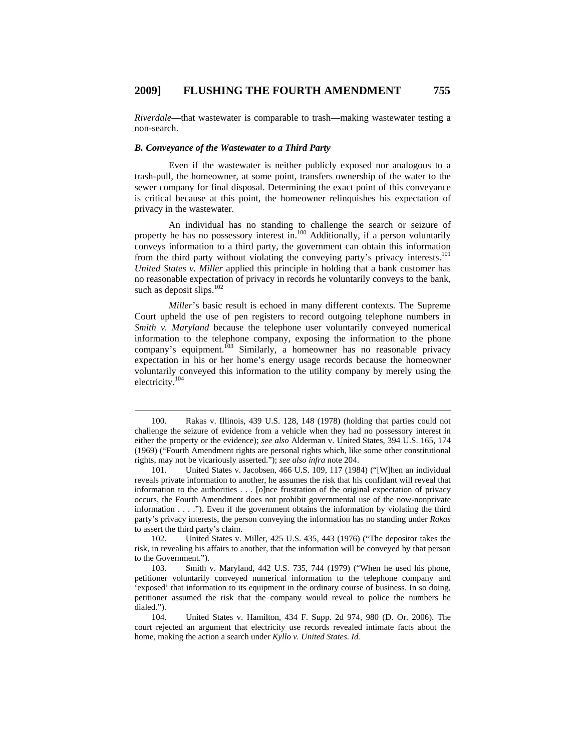*Riverdale*—that wastewater is comparable to trash—making wastewater testing a non-search.

### *B. Conveyance of the Wastewater to a Third Party*

Even if the wastewater is neither publicly exposed nor analogous to a trash-pull, the homeowner, at some point, transfers ownership of the water to the sewer company for final disposal. Determining the exact point of this conveyance is critical because at this point, the homeowner relinquishes his expectation of privacy in the wastewater.

An individual has no standing to challenge the search or seizure of property he has no possessory interest in.[100] Additionally, if a person voluntarily conveys information to a third party, the government can obtain this information from the third party without violating the conveying party's privacy interests.[101] *United States v. Miller* applied this principle in holding that a bank customer has no reasonable expectation of privacy in records he voluntarily conveys to the bank, such as deposit slips.[102]

*Miller*'s basic result is echoed in many different contexts. The Supreme Court upheld the use of pen registers to record outgoing telephone numbers in *Smith v. Maryland* because the telephone user voluntarily conveyed numerical information to the telephone company, exposing the information to the phone company's equipment.[103] Similarly, a homeowner has no reasonable privacy expectation in his or her home's energy usage records because the homeowner voluntarily conveyed this information to the utility company by merely using the electricity.[104]

---

100. Rakas v. Illinois, 439 U.S. 128, 148 (1978) (holding that parties could not challenge the seizure of evidence from a vehicle when they had no possessory interest in either the property or the evidence); *see also* Alderman v. United States, 394 U.S. 165, 174 (1969) ("Fourth Amendment rights are personal rights which, like some other constitutional rights, may not be vicariously asserted."); *see also infra* note 204.

101. United States v. Jacobsen, 466 U.S. 109, 117 (1984) ("[W]hen an individual reveals private information to another, he assumes the risk that his confidant will reveal that information to the authorities . . . [o]nce frustration of the original expectation of privacy occurs, the Fourth Amendment does not prohibit governmental use of the now-nonprivate information . . . ."). Even if the government obtains the information by violating the third party's privacy interests, the person conveying the information has no standing under *Rakas* to assert the third party's claim.

102. United States v. Miller, 425 U.S. 435, 443 (1976) ("The depositor takes the risk, in revealing his affairs to another, that the information will be conveyed by that person to the Government.").

103. Smith v. Maryland, 442 U.S. 735, 744 (1979) ("When he used his phone, petitioner voluntarily conveyed numerical information to the telephone company and 'exposed' that information to its equipment in the ordinary course of business. In so doing, petitioner assumed the risk that the company would reveal to police the numbers he dialed.").

104. United States v. Hamilton, 434 F. Supp. 2d 974, 980 (D. Or. 2006). The court rejected an argument that electricity use records revealed intimate facts about the home, making the action a search under *Kyllo v. United States*. *Id.*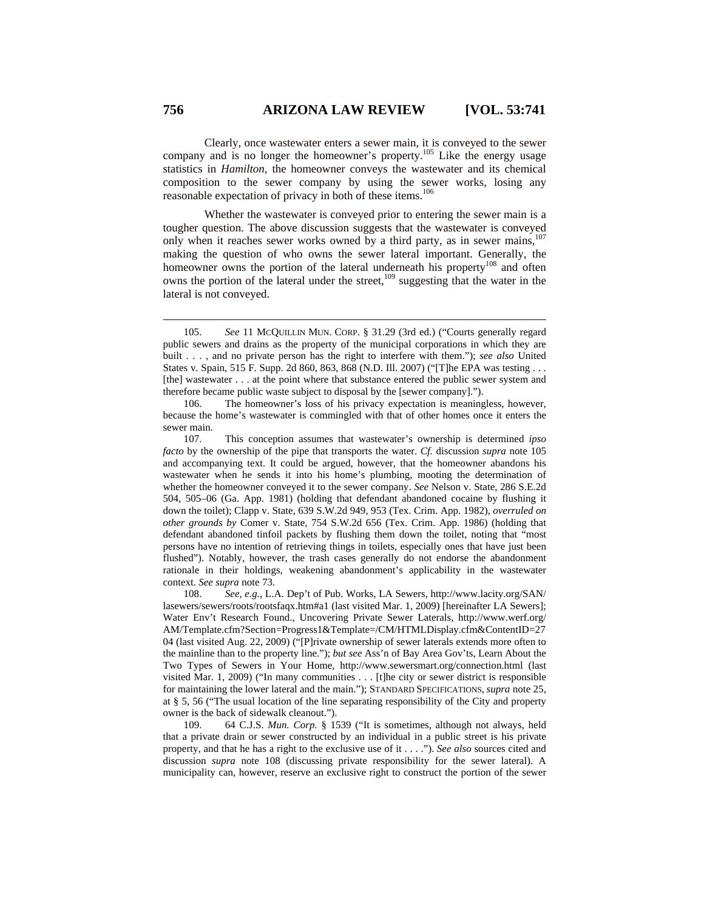Clearly, once wastewater enters a sewer main, it is conveyed to the sewer company and is no longer the homeowner's property.[105] Like the energy usage statistics in *Hamilton*, the homeowner conveys the wastewater and its chemical composition to the sewer company by using the sewer works, losing any reasonable expectation of privacy in both of these items.[106]

Whether the wastewater is conveyed prior to entering the sewer main is a tougher question. The above discussion suggests that the wastewater is conveyed only when it reaches sewer works owned by a third party, as in sewer mains,[107] making the question of who owns the sewer lateral important. Generally, the homeowner owns the portion of the lateral underneath his property[108] and often owns the portion of the lateral under the street,[109] suggesting that the water in the lateral is not conveyed.

---

105. *See* 11 McQUILLIN MUN. CORP. § 31.29 (3rd ed.) ("Courts generally regard public sewers and drains as the property of the municipal corporations in which they are built . . . , and no private person has the right to interfere with them."); *see also* United States v. Spain, 515 F. Supp. 2d 860, 863, 868 (N.D. Ill. 2007) ("[T]he EPA was testing . . . [the] wastewater . . . at the point where that substance entered the public sewer system and therefore became public waste subject to disposal by the [sewer company].").

106. The homeowner's loss of his privacy expectation is meaningless, however, because the home's wastewater is commingled with that of other homes once it enters the sewer main.

107. This conception assumes that wastewater's ownership is determined *ipso facto* by the ownership of the pipe that transports the water. *Cf.* discussion *supra* note 105 and accompanying text. It could be argued, however, that the homeowner abandons his wastewater when he sends it into his home's plumbing, mooting the determination of whether the homeowner conveyed it to the sewer company. *See* Nelson v. State, 286 S.E.2d 504, 505–06 (Ga. App. 1981) (holding that defendant abandoned cocaine by flushing it down the toilet); Clapp v. State, 639 S.W.2d 949, 953 (Tex. Crim. App. 1982), *overruled on other grounds by* Comer v. State, 754 S.W.2d 656 (Tex. Crim. App. 1986) (holding that defendant abandoned tinfoil packets by flushing them down the toilet, noting that "most persons have no intention of retrieving things in toilets, especially ones that have just been flushed"). Notably, however, the trash cases generally do not endorse the abandonment rationale in their holdings, weakening abandonment's applicability in the wastewater context. *See supra* note 73.

108. *See, e.g.*, L.A. Dep't of Pub. Works, LA Sewers, http://www.lacity.org/SAN/lasewers/sewers/roots/rootsfaqx.htm#a1 (last visited Mar. 1, 2009) [hereinafter LA Sewers]; Water Env't Research Found., Uncovering Private Sewer Laterals, http://www.werf.org/AM/Template.cfm?Section=Progress1&Template=/CM/HTMLDisplay.cfm&ContentID=2704 (last visited Aug. 22, 2009) ("[P]rivate ownership of sewer laterals extends more often to the mainline than to the property line."); *but see* Ass'n of Bay Area Gov'ts, Learn About the Two Types of Sewers in Your Home, http://www.sewersmart.org/connection.html (last visited Mar. 1, 2009) ("In many communities . . . [t]he city or sewer district is responsible for maintaining the lower lateral and the main."); STANDARD SPECIFICATIONS, *supra* note 25, at § 5, 56 ("The usual location of the line separating responsibility of the City and property owner is the back of sidewalk cleanout.").

109. 64 C.J.S. *Mun. Corp.* § 1539 ("It is sometimes, although not always, held that a private drain or sewer constructed by an individual in a public street is his private property, and that he has a right to the exclusive use of it . . . ."). *See also* sources cited and discussion *supra* note 108 (discussing private responsibility for the sewer lateral). A municipality can, however, reserve an exclusive right to construct the portion of the sewer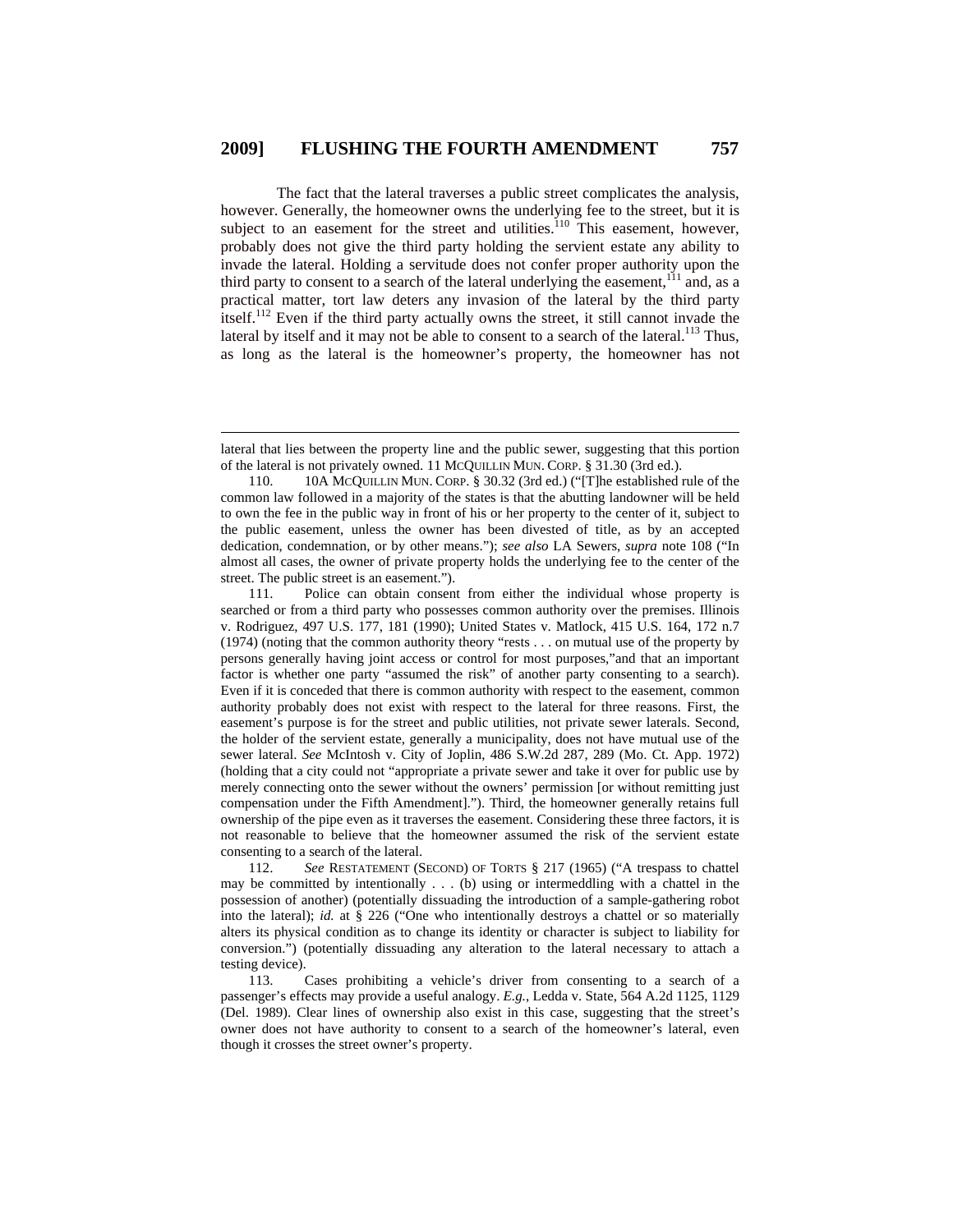The fact that the lateral traverses a public street complicates the analysis, however. Generally, the homeowner owns the underlying fee to the street, but it is subject to an easement for the street and utilities.[110] This easement, however, probably does not give the third party holding the servient estate any ability to invade the lateral. Holding a servitude does not confer proper authority upon the third party to consent to a search of the lateral underlying the easement,[111] and, as a practical matter, tort law deters any invasion of the lateral by the third party itself.[112] Even if the third party actually owns the street, it still cannot invade the lateral by itself and it may not be able to consent to a search of the lateral.[113] Thus, as long as the lateral is the homeowner's property, the homeowner has not

---

lateral that lies between the property line and the public sewer, suggesting that this portion of the lateral is not privately owned. 11 MCQUILLIN MUN. CORP. § 31.30 (3rd ed.).

110. 10A MCQUILLIN MUN. CORP. § 30.32 (3rd ed.) ("[T]he established rule of the common law followed in a majority of the states is that the abutting landowner will be held to own the fee in the public way in front of his or her property to the center of it, subject to the public easement, unless the owner has been divested of title, as by an accepted dedication, condemnation, or by other means."); *see also* LA Sewers, *supra* note 108 ("In almost all cases, the owner of private property holds the underlying fee to the center of the street. The public street is an easement.").

111. Police can obtain consent from either the individual whose property is searched or from a third party who possesses common authority over the premises. Illinois v. Rodriguez, 497 U.S. 177, 181 (1990); United States v. Matlock, 415 U.S. 164, 172 n.7 (1974) (noting that the common authority theory "rests . . . on mutual use of the property by persons generally having joint access or control for most purposes,"and that an important factor is whether one party "assumed the risk" of another party consenting to a search). Even if it is conceded that there is common authority with respect to the easement, common authority probably does not exist with respect to the lateral for three reasons. First, the easement's purpose is for the street and public utilities, not private sewer laterals. Second, the holder of the servient estate, generally a municipality, does not have mutual use of the sewer lateral. *See* McIntosh v. City of Joplin, 486 S.W.2d 287, 289 (Mo. Ct. App. 1972) (holding that a city could not "appropriate a private sewer and take it over for public use by merely connecting onto the sewer without the owners' permission [or without remitting just compensation under the Fifth Amendment]."). Third, the homeowner generally retains full ownership of the pipe even as it traverses the easement. Considering these three factors, it is not reasonable to believe that the homeowner assumed the risk of the servient estate consenting to a search of the lateral.

112. *See* RESTATEMENT (SECOND) OF TORTS § 217 (1965) ("A trespass to chattel may be committed by intentionally . . . (b) using or intermeddling with a chattel in the possession of another) (potentially dissuading the introduction of a sample-gathering robot into the lateral); *id.* at § 226 ("One who intentionally destroys a chattel or so materially alters its physical condition as to change its identity or character is subject to liability for conversion.") (potentially dissuading any alteration to the lateral necessary to attach a testing device).

113. Cases prohibiting a vehicle's driver from consenting to a search of a passenger's effects may provide a useful analogy. *E.g.*, Ledda v. State, 564 A.2d 1125, 1129 (Del. 1989). Clear lines of ownership also exist in this case, suggesting that the street's owner does not have authority to consent to a search of the homeowner's lateral, even though it crosses the street owner's property.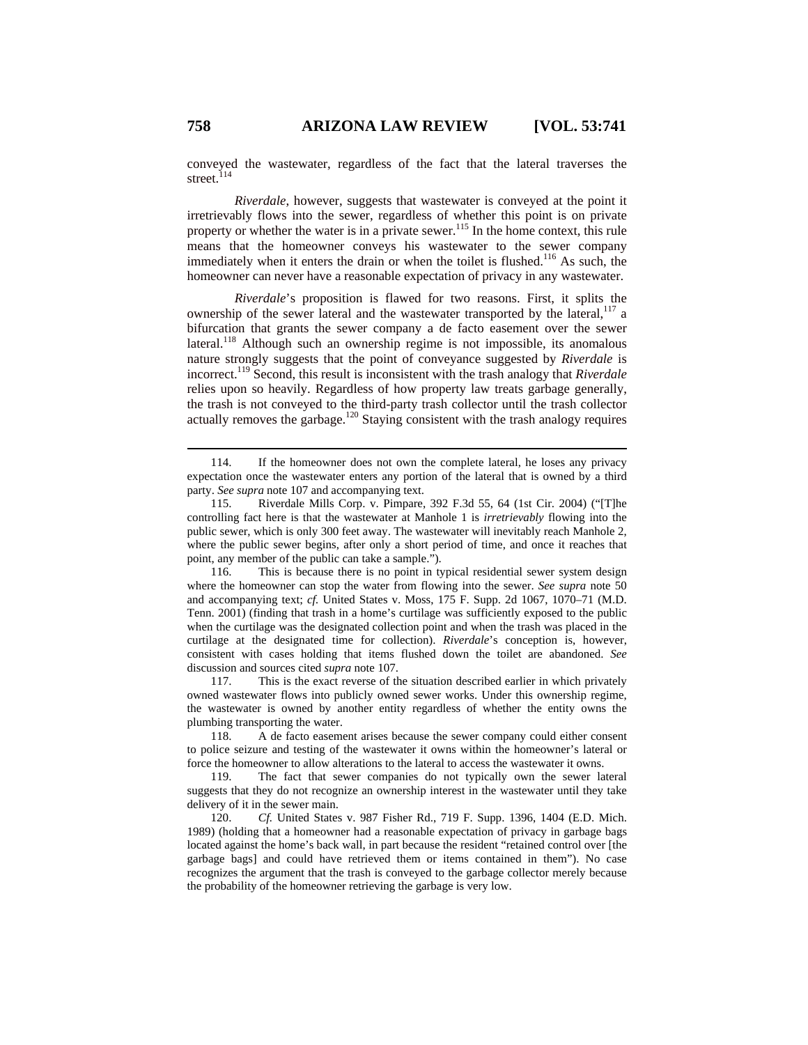conveyed the wastewater, regardless of the fact that the lateral traverses the street.[114]

*Riverdale*, however, suggests that wastewater is conveyed at the point it irretrievably flows into the sewer, regardless of whether this point is on private property or whether the water is in a private sewer.[115] In the home context, this rule means that the homeowner conveys his wastewater to the sewer company immediately when it enters the drain or when the toilet is flushed.[116] As such, the homeowner can never have a reasonable expectation of privacy in any wastewater.

*Riverdale*'s proposition is flawed for two reasons. First, it splits the ownership of the sewer lateral and the wastewater transported by the lateral,[117] a bifurcation that grants the sewer company a de facto easement over the sewer lateral.[118] Although such an ownership regime is not impossible, its anomalous nature strongly suggests that the point of conveyance suggested by *Riverdale* is incorrect.[119] Second, this result is inconsistent with the trash analogy that *Riverdale* relies upon so heavily. Regardless of how property law treats garbage generally, the trash is not conveyed to the third-party trash collector until the trash collector actually removes the garbage.[120] Staying consistent with the trash analogy requires

---

114. If the homeowner does not own the complete lateral, he loses any privacy expectation once the wastewater enters any portion of the lateral that is owned by a third party. *See supra* note 107 and accompanying text.

115. Riverdale Mills Corp. v. Pimpare, 392 F.3d 55, 64 (1st Cir. 2004) ("[T]he controlling fact here is that the wastewater at Manhole 1 is *irretrievably* flowing into the public sewer, which is only 300 feet away. The wastewater will inevitably reach Manhole 2, where the public sewer begins, after only a short period of time, and once it reaches that point, any member of the public can take a sample.").

116. This is because there is no point in typical residential sewer system design where the homeowner can stop the water from flowing into the sewer. *See supra* note 50 and accompanying text; *cf.* United States v. Moss, 175 F. Supp. 2d 1067, 1070–71 (M.D. Tenn. 2001) (finding that trash in a home's curtilage was sufficiently exposed to the public when the curtilage was the designated collection point and when the trash was placed in the curtilage at the designated time for collection). *Riverdale*'s conception is, however, consistent with cases holding that items flushed down the toilet are abandoned. *See* discussion and sources cited *supra* note 107.

117. This is the exact reverse of the situation described earlier in which privately owned wastewater flows into publicly owned sewer works. Under this ownership regime, the wastewater is owned by another entity regardless of whether the entity owns the plumbing transporting the water.

118. A de facto easement arises because the sewer company could either consent to police seizure and testing of the wastewater it owns within the homeowner's lateral or force the homeowner to allow alterations to the lateral to access the wastewater it owns.

119. The fact that sewer companies do not typically own the sewer lateral suggests that they do not recognize an ownership interest in the wastewater until they take delivery of it in the sewer main.

120. *Cf.* United States v. 987 Fisher Rd., 719 F. Supp. 1396, 1404 (E.D. Mich. 1989) (holding that a homeowner had a reasonable expectation of privacy in garbage bags located against the home's back wall, in part because the resident "retained control over [the garbage bags] and could have retrieved them or items contained in them"). No case recognizes the argument that the trash is conveyed to the garbage collector merely because the probability of the homeowner retrieving the garbage is very low.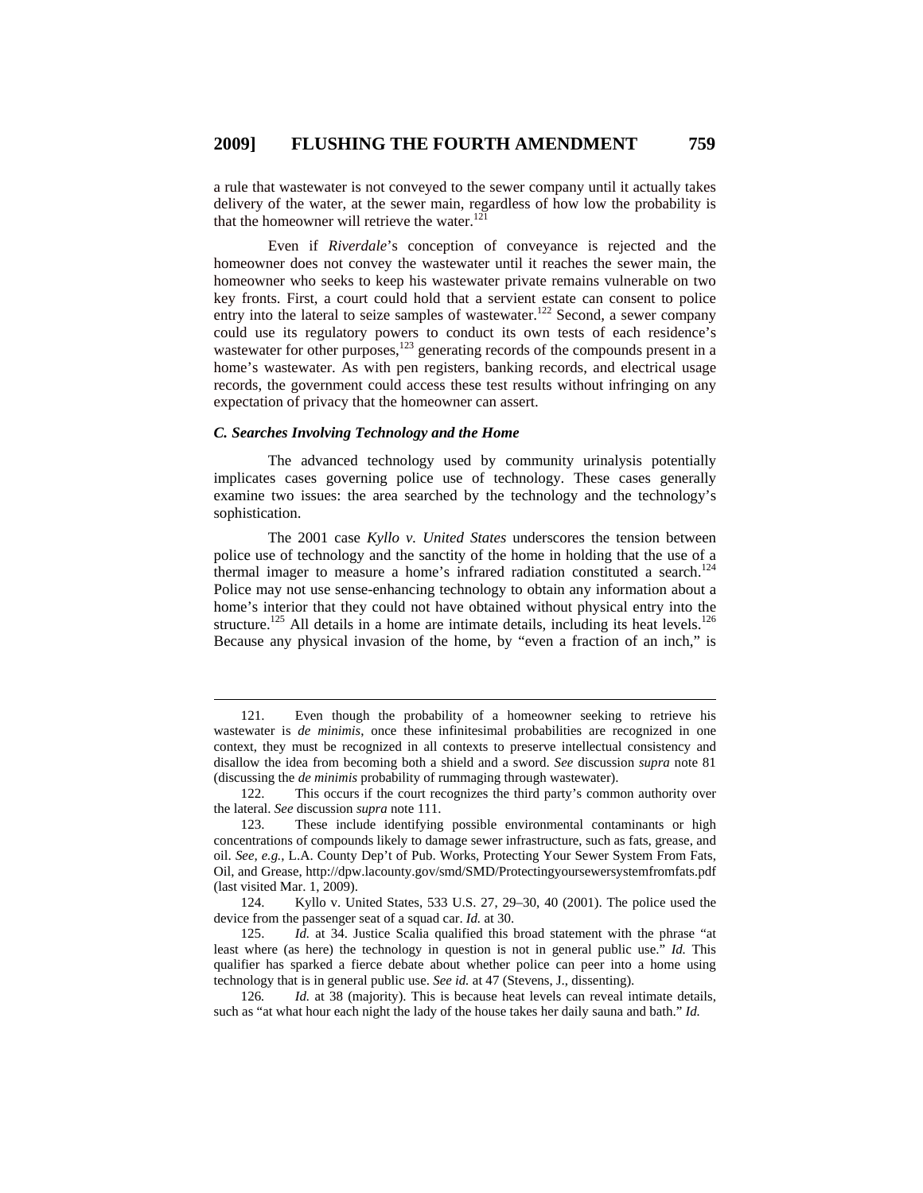a rule that wastewater is not conveyed to the sewer company until it actually takes delivery of the water, at the sewer main, regardless of how low the probability is that the homeowner will retrieve the water.[121]

Even if *Riverdale*'s conception of conveyance is rejected and the homeowner does not convey the wastewater until it reaches the sewer main, the homeowner who seeks to keep his wastewater private remains vulnerable on two key fronts. First, a court could hold that a servient estate can consent to police entry into the lateral to seize samples of wastewater.[122] Second, a sewer company could use its regulatory powers to conduct its own tests of each residence's wastewater for other purposes,[123] generating records of the compounds present in a home's wastewater. As with pen registers, banking records, and electrical usage records, the government could access these test results without infringing on any expectation of privacy that the homeowner can assert.

### *C. Searches Involving Technology and the Home*

The advanced technology used by community urinalysis potentially implicates cases governing police use of technology. These cases generally examine two issues: the area searched by the technology and the technology's sophistication.

The 2001 case *Kyllo v. United States* underscores the tension between police use of technology and the sanctity of the home in holding that the use of a thermal imager to measure a home's infrared radiation constituted a search.[124] Police may not use sense-enhancing technology to obtain any information about a home's interior that they could not have obtained without physical entry into the structure.[125] All details in a home are intimate details, including its heat levels.[126] Because any physical invasion of the home, by "even a fraction of an inch," is

---

121. Even though the probability of a homeowner seeking to retrieve his wastewater is *de minimis*, once these infinitesimal probabilities are recognized in one context, they must be recognized in all contexts to preserve intellectual consistency and disallow the idea from becoming both a shield and a sword. *See* discussion *supra* note 81 (discussing the *de minimis* probability of rummaging through wastewater).

122. This occurs if the court recognizes the third party's common authority over the lateral. *See* discussion *supra* note 111.

123. These include identifying possible environmental contaminants or high concentrations of compounds likely to damage sewer infrastructure, such as fats, grease, and oil. *See, e.g.*, L.A. County Dep't of Pub. Works, Protecting Your Sewer System From Fats, Oil, and Grease, http://dpw.lacounty.gov/smd/SMD/Protectingyoursewersystemfromfats.pdf (last visited Mar. 1, 2009).

124. Kyllo v. United States, 533 U.S. 27, 29–30, 40 (2001). The police used the device from the passenger seat of a squad car. *Id.* at 30.

125. *Id.* at 34. Justice Scalia qualified this broad statement with the phrase "at least where (as here) the technology in question is not in general public use." *Id.* This qualifier has sparked a fierce debate about whether police can peer into a home using technology that is in general public use. *See id.* at 47 (Stevens, J., dissenting).

126. *Id.* at 38 (majority). This is because heat levels can reveal intimate details, such as "at what hour each night the lady of the house takes her daily sauna and bath." *Id.*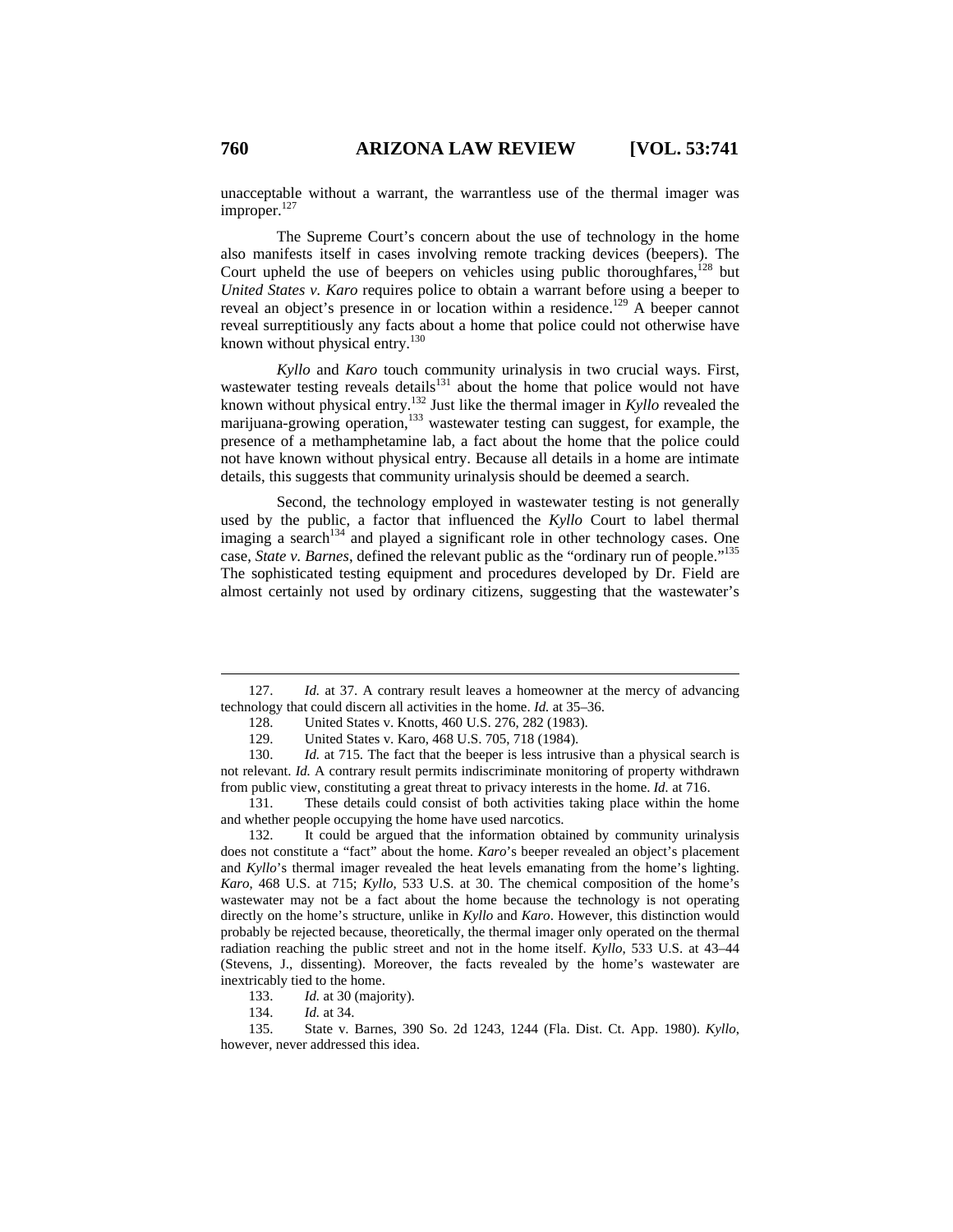unacceptable without a warrant, the warrantless use of the thermal imager was improper.[127]

The Supreme Court's concern about the use of technology in the home also manifests itself in cases involving remote tracking devices (beepers). The Court upheld the use of beepers on vehicles using public thoroughfares,[128] but *United States v. Karo* requires police to obtain a warrant before using a beeper to reveal an object's presence in or location within a residence.[129] A beeper cannot reveal surreptitiously any facts about a home that police could not otherwise have known without physical entry.[130]

*Kyllo* and *Karo* touch community urinalysis in two crucial ways. First, wastewater testing reveals details[131] about the home that police would not have known without physical entry.[132] Just like the thermal imager in *Kyllo* revealed the marijuana-growing operation,[133] wastewater testing can suggest, for example, the presence of a methamphetamine lab, a fact about the home that the police could not have known without physical entry. Because all details in a home are intimate details, this suggests that community urinalysis should be deemed a search.

Second, the technology employed in wastewater testing is not generally used by the public, a factor that influenced the *Kyllo* Court to label thermal imaging a search[134] and played a significant role in other technology cases. One case, *State v. Barnes*, defined the relevant public as the "ordinary run of people."[135] The sophisticated testing equipment and procedures developed by Dr. Field are almost certainly not used by ordinary citizens, suggesting that the wastewater's

---

127. *Id.* at 37. A contrary result leaves a homeowner at the mercy of advancing technology that could discern all activities in the home. *Id.* at 35–36.

128. United States v. Knotts, 460 U.S. 276, 282 (1983).

129. United States v. Karo, 468 U.S. 705, 718 (1984).

130. *Id.* at 715. The fact that the beeper is less intrusive than a physical search is not relevant. *Id.* A contrary result permits indiscriminate monitoring of property withdrawn from public view, constituting a great threat to privacy interests in the home. *Id.* at 716.

131. These details could consist of both activities taking place within the home and whether people occupying the home have used narcotics.

132. It could be argued that the information obtained by community urinalysis does not constitute a "fact" about the home. *Karo*'s beeper revealed an object's placement and *Kyllo*'s thermal imager revealed the heat levels emanating from the home's lighting. *Karo*, 468 U.S. at 715; *Kyllo*, 533 U.S. at 30. The chemical composition of the home's wastewater may not be a fact about the home because the technology is not operating directly on the home's structure, unlike in *Kyllo* and *Karo*. However, this distinction would probably be rejected because, theoretically, the thermal imager only operated on the thermal radiation reaching the public street and not in the home itself. *Kyllo*, 533 U.S. at 43–44 (Stevens, J., dissenting). Moreover, the facts revealed by the home's wastewater are inextricably tied to the home.

133. *Id.* at 30 (majority).

134. *Id.* at 34.

135. State v. Barnes, 390 So. 2d 1243, 1244 (Fla. Dist. Ct. App. 1980). *Kyllo*, however, never addressed this idea.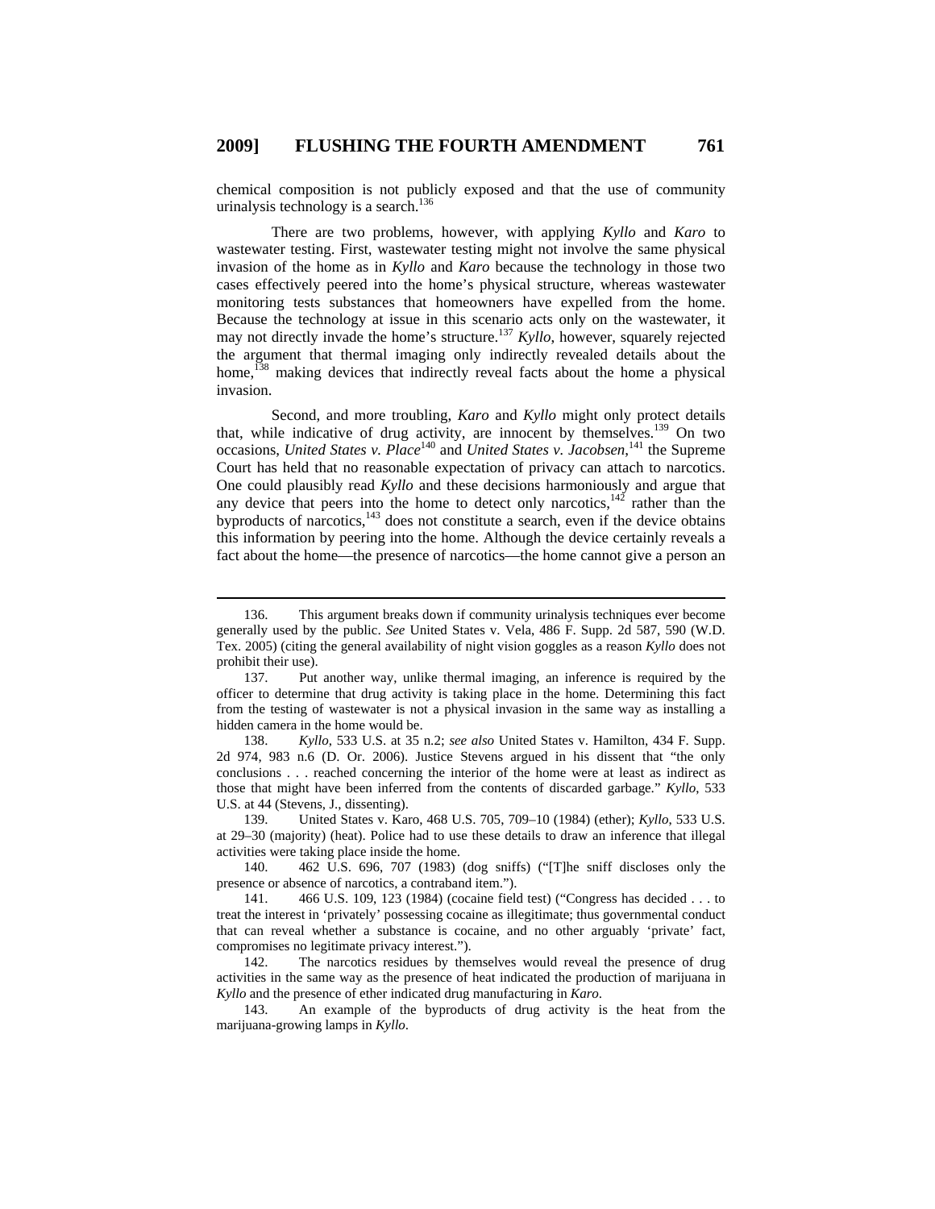chemical composition is not publicly exposed and that the use of community urinalysis technology is a search.[136]

There are two problems, however, with applying *Kyllo* and *Karo* to wastewater testing. First, wastewater testing might not involve the same physical invasion of the home as in *Kyllo* and *Karo* because the technology in those two cases effectively peered into the home's physical structure, whereas wastewater monitoring tests substances that homeowners have expelled from the home. Because the technology at issue in this scenario acts only on the wastewater, it may not directly invade the home's structure.[137] *Kyllo*, however, squarely rejected the argument that thermal imaging only indirectly revealed details about the home,[138] making devices that indirectly reveal facts about the home a physical invasion.

Second, and more troubling, *Karo* and *Kyllo* might only protect details that, while indicative of drug activity, are innocent by themselves.[139] On two occasions, *United States v. Place*[140] and *United States v. Jacobsen*,[141] the Supreme Court has held that no reasonable expectation of privacy can attach to narcotics. One could plausibly read *Kyllo* and these decisions harmoniously and argue that any device that peers into the home to detect only narcotics,[142] rather than the byproducts of narcotics,[143] does not constitute a search, even if the device obtains this information by peering into the home. Although the device certainly reveals a fact about the home—the presence of narcotics—the home cannot give a person an

---

136. This argument breaks down if community urinalysis techniques ever become generally used by the public. *See* United States v. Vela, 486 F. Supp. 2d 587, 590 (W.D. Tex. 2005) (citing the general availability of night vision goggles as a reason *Kyllo* does not prohibit their use).

137. Put another way, unlike thermal imaging, an inference is required by the officer to determine that drug activity is taking place in the home. Determining this fact from the testing of wastewater is not a physical invasion in the same way as installing a hidden camera in the home would be.

138. *Kyllo*, 533 U.S. at 35 n.2; *see also* United States v. Hamilton, 434 F. Supp. 2d 974, 983 n.6 (D. Or. 2006). Justice Stevens argued in his dissent that "the only conclusions . . . reached concerning the interior of the home were at least as indirect as those that might have been inferred from the contents of discarded garbage." *Kyllo*, 533 U.S. at 44 (Stevens, J., dissenting).

139. United States v. Karo, 468 U.S. 705, 709–10 (1984) (ether); *Kyllo*, 533 U.S. at 29–30 (majority) (heat). Police had to use these details to draw an inference that illegal activities were taking place inside the home.

140. 462 U.S. 696, 707 (1983) (dog sniffs) ("[T]he sniff discloses only the presence or absence of narcotics, a contraband item.").

141. 466 U.S. 109, 123 (1984) (cocaine field test) ("Congress has decided . . . to treat the interest in 'privately' possessing cocaine as illegitimate; thus governmental conduct that can reveal whether a substance is cocaine, and no other arguably 'private' fact, compromises no legitimate privacy interest.").

142. The narcotics residues by themselves would reveal the presence of drug activities in the same way as the presence of heat indicated the production of marijuana in *Kyllo* and the presence of ether indicated drug manufacturing in *Karo*.

143. An example of the byproducts of drug activity is the heat from the marijuana-growing lamps in *Kyllo*.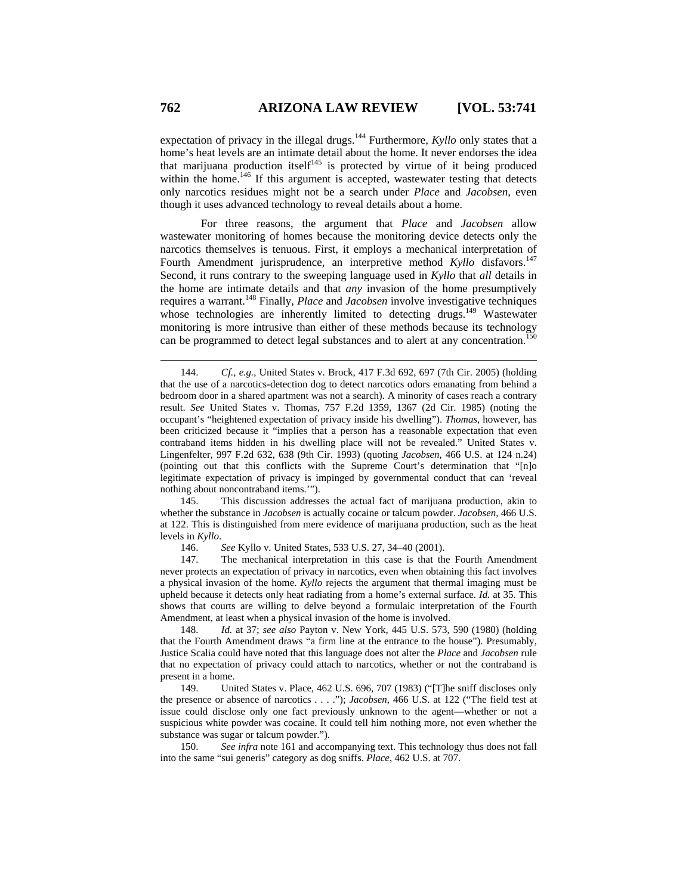expectation of privacy in the illegal drugs.[144] Furthermore, *Kyllo* only states that a home's heat levels are an intimate detail about the home. It never endorses the idea that marijuana production itself[145] is protected by virtue of it being produced within the home.[146] If this argument is accepted, wastewater testing that detects only narcotics residues might not be a search under *Place* and *Jacobsen*, even though it uses advanced technology to reveal details about a home.

For three reasons, the argument that *Place* and *Jacobsen* allow wastewater monitoring of homes because the monitoring device detects only the narcotics themselves is tenuous. First, it employs a mechanical interpretation of Fourth Amendment jurisprudence, an interpretive method *Kyllo* disfavors.[147] Second, it runs contrary to the sweeping language used in *Kyllo* that *all* details in the home are intimate details and that *any* invasion of the home presumptively requires a warrant.[148] Finally, *Place* and *Jacobsen* involve investigative techniques whose technologies are inherently limited to detecting drugs.[149] Wastewater monitoring is more intrusive than either of these methods because its technology can be programmed to detect legal substances and to alert at any concentration.[150]

---

144. *Cf., e.g.*, United States v. Brock, 417 F.3d 692, 697 (7th Cir. 2005) (holding that the use of a narcotics-detection dog to detect narcotics odors emanating from behind a bedroom door in a shared apartment was not a search). A minority of cases reach a contrary result. *See* United States v. Thomas, 757 F.2d 1359, 1367 (2d Cir. 1985) (noting the occupant's "heightened expectation of privacy inside his dwelling"). *Thomas*, however, has been criticized because it "implies that a person has a reasonable expectation that even contraband items hidden in his dwelling place will not be revealed." United States v. Lingenfelter, 997 F.2d 632, 638 (9th Cir. 1993) (quoting *Jacobsen*, 466 U.S. at 124 n.24) (pointing out that this conflicts with the Supreme Court's determination that "[n]o legitimate expectation of privacy is impinged by governmental conduct that can 'reveal nothing about noncontraband items.'").

145. This discussion addresses the actual fact of marijuana production, akin to whether the substance in *Jacobsen* is actually cocaine or talcum powder. *Jacobsen*, 466 U.S. at 122. This is distinguished from mere evidence of marijuana production, such as the heat levels in *Kyllo*.

146. *See* Kyllo v. United States, 533 U.S. 27, 34–40 (2001).

147. The mechanical interpretation in this case is that the Fourth Amendment never protects an expectation of privacy in narcotics, even when obtaining this fact involves a physical invasion of the home. *Kyllo* rejects the argument that thermal imaging must be upheld because it detects only heat radiating from a home's external surface. *Id.* at 35. This shows that courts are willing to delve beyond a formulaic interpretation of the Fourth Amendment, at least when a physical invasion of the home is involved.

148. *Id.* at 37; *see also* Payton v. New York, 445 U.S. 573, 590 (1980) (holding that the Fourth Amendment draws "a firm line at the entrance to the house"). Presumably, Justice Scalia could have noted that this language does not alter the *Place* and *Jacobsen* rule that no expectation of privacy could attach to narcotics, whether or not the contraband is present in a home.

149. United States v. Place, 462 U.S. 696, 707 (1983) ("[T]he sniff discloses only the presence or absence of narcotics . . . ."); *Jacobsen*, 466 U.S. at 122 ("The field test at issue could disclose only one fact previously unknown to the agent—whether or not a suspicious white powder was cocaine. It could tell him nothing more, not even whether the substance was sugar or talcum powder.").

150. *See infra* note 161 and accompanying text. This technology thus does not fall into the same "sui generis" category as dog sniffs. *Place*, 462 U.S. at 707.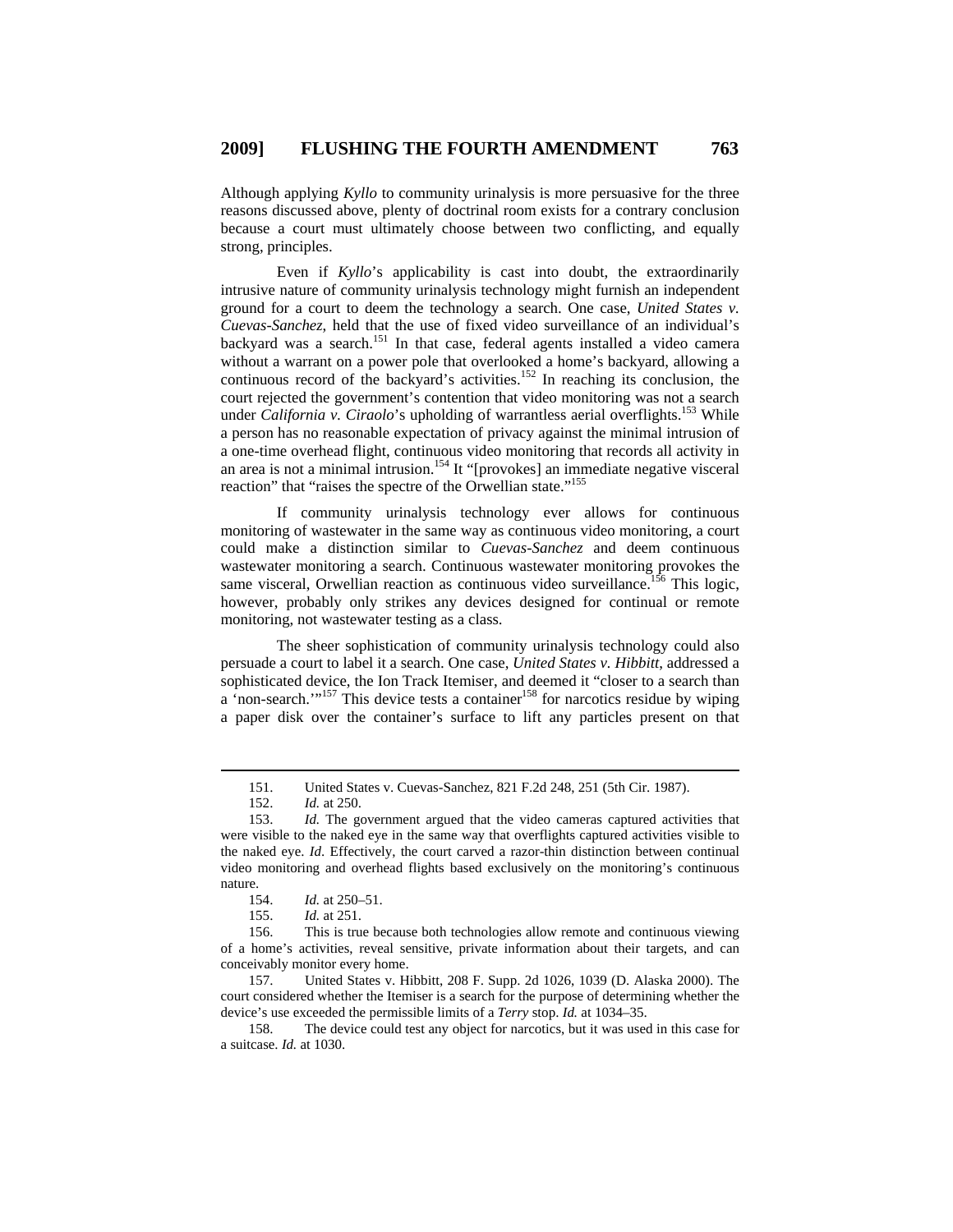Although applying *Kyllo* to community urinalysis is more persuasive for the three reasons discussed above, plenty of doctrinal room exists for a contrary conclusion because a court must ultimately choose between two conflicting, and equally strong, principles.

Even if *Kyllo*'s applicability is cast into doubt, the extraordinarily intrusive nature of community urinalysis technology might furnish an independent ground for a court to deem the technology a search. One case, *United States v. Cuevas-Sanchez*, held that the use of fixed video surveillance of an individual's backyard was a search.[151] In that case, federal agents installed a video camera without a warrant on a power pole that overlooked a home's backyard, allowing a continuous record of the backyard's activities.[152] In reaching its conclusion, the court rejected the government's contention that video monitoring was not a search under *California v. Ciraolo*'s upholding of warrantless aerial overflights.[153] While a person has no reasonable expectation of privacy against the minimal intrusion of a one-time overhead flight, continuous video monitoring that records all activity in an area is not a minimal intrusion.[154] It "[provokes] an immediate negative visceral reaction" that "raises the spectre of the Orwellian state."[155]

If community urinalysis technology ever allows for continuous monitoring of wastewater in the same way as continuous video monitoring, a court could make a distinction similar to *Cuevas-Sanchez* and deem continuous wastewater monitoring a search. Continuous wastewater monitoring provokes the same visceral, Orwellian reaction as continuous video surveillance.[156] This logic, however, probably only strikes any devices designed for continual or remote monitoring, not wastewater testing as a class.

The sheer sophistication of community urinalysis technology could also persuade a court to label it a search. One case, *United States v. Hibbitt*, addressed a sophisticated device, the Ion Track Itemiser, and deemed it "closer to a search than a 'non-search.'"[157] This device tests a container[158] for narcotics residue by wiping a paper disk over the container's surface to lift any particles present on that

---

151. United States v. Cuevas-Sanchez, 821 F.2d 248, 251 (5th Cir. 1987).

152. *Id.* at 250.

153. *Id.* The government argued that the video cameras captured activities that were visible to the naked eye in the same way that overflights captured activities visible to the naked eye. *Id*. Effectively, the court carved a razor-thin distinction between continual video monitoring and overhead flights based exclusively on the monitoring's continuous nature.

154. *Id.* at 250–51.

155. *Id.* at 251.

156. This is true because both technologies allow remote and continuous viewing of a home's activities, reveal sensitive, private information about their targets, and can conceivably monitor every home.

157. United States v. Hibbitt, 208 F. Supp. 2d 1026, 1039 (D. Alaska 2000). The court considered whether the Itemiser is a search for the purpose of determining whether the device's use exceeded the permissible limits of a *Terry* stop. *Id.* at 1034–35.

158. The device could test any object for narcotics, but it was used in this case for a suitcase. *Id.* at 1030.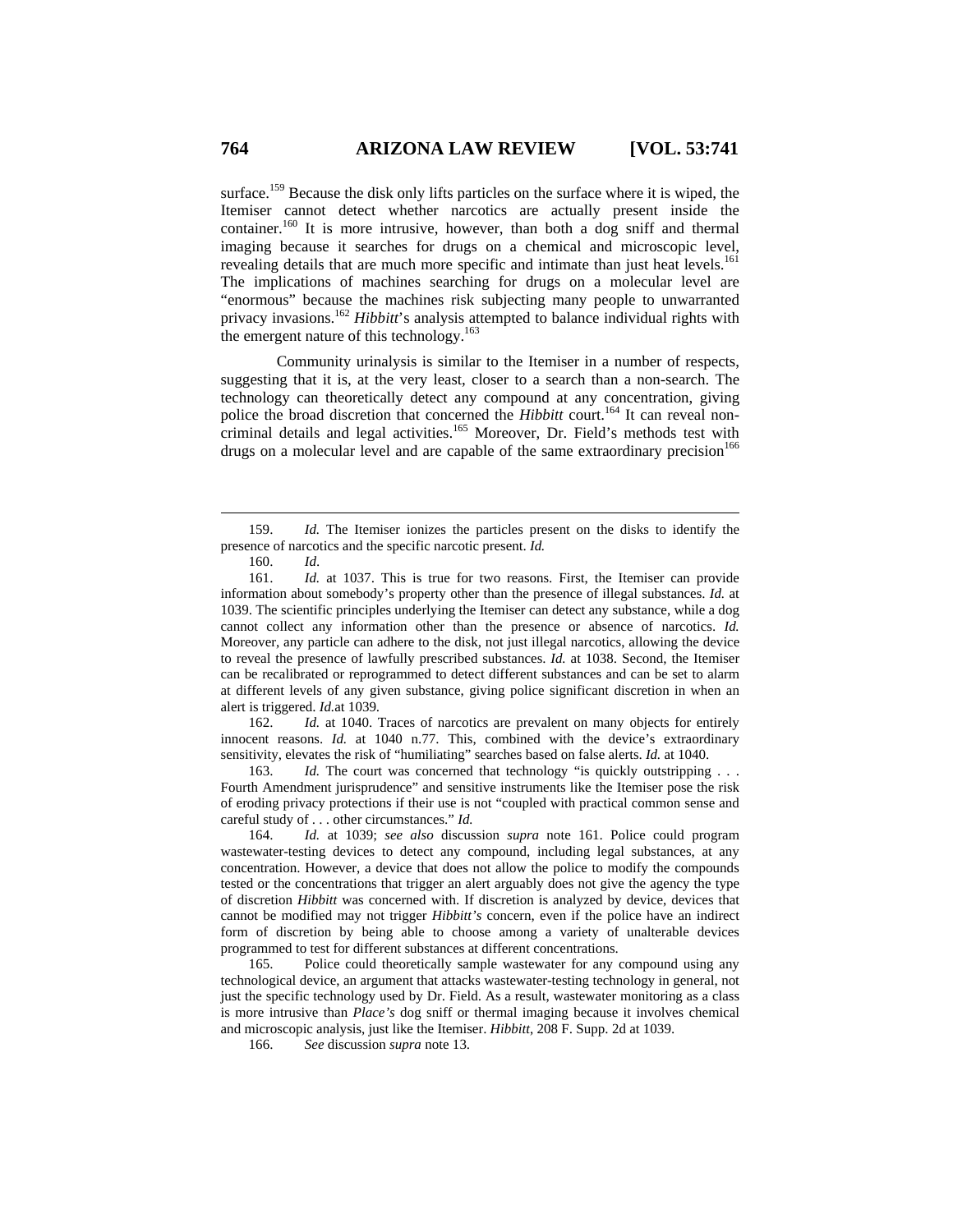surface.[159] Because the disk only lifts particles on the surface where it is wiped, the Itemiser cannot detect whether narcotics are actually present inside the container.[160] It is more intrusive, however, than both a dog sniff and thermal imaging because it searches for drugs on a chemical and microscopic level, revealing details that are much more specific and intimate than just heat levels.[161] The implications of machines searching for drugs on a molecular level are "enormous" because the machines risk subjecting many people to unwarranted privacy invasions.[162] *Hibbitt*'s analysis attempted to balance individual rights with the emergent nature of this technology.[163]

Community urinalysis is similar to the Itemiser in a number of respects, suggesting that it is, at the very least, closer to a search than a non-search. The technology can theoretically detect any compound at any concentration, giving police the broad discretion that concerned the *Hibbitt* court.[164] It can reveal non-criminal details and legal activities.[165] Moreover, Dr. Field's methods test with drugs on a molecular level and are capable of the same extraordinary precision[166]

---

159. *Id.* The Itemiser ionizes the particles present on the disks to identify the presence of narcotics and the specific narcotic present. *Id.*

160. *Id*.

161. *Id.* at 1037. This is true for two reasons. First, the Itemiser can provide information about somebody's property other than the presence of illegal substances. *Id.* at 1039. The scientific principles underlying the Itemiser can detect any substance, while a dog cannot collect any information other than the presence or absence of narcotics. *Id.* Moreover, any particle can adhere to the disk, not just illegal narcotics, allowing the device to reveal the presence of lawfully prescribed substances. *Id.* at 1038. Second, the Itemiser can be recalibrated or reprogrammed to detect different substances and can be set to alarm at different levels of any given substance, giving police significant discretion in when an alert is triggered. *Id.*at 1039.

162. *Id.* at 1040. Traces of narcotics are prevalent on many objects for entirely innocent reasons. *Id.* at 1040 n.77. This, combined with the device's extraordinary sensitivity, elevates the risk of "humiliating" searches based on false alerts. *Id.* at 1040.

163. *Id.* The court was concerned that technology "is quickly outstripping . . . Fourth Amendment jurisprudence" and sensitive instruments like the Itemiser pose the risk of eroding privacy protections if their use is not "coupled with practical common sense and careful study of . . . other circumstances." *Id.*

164. *Id.* at 1039; *see also* discussion *supra* note 161. Police could program wastewater-testing devices to detect any compound, including legal substances, at any concentration. However, a device that does not allow the police to modify the compounds tested or the concentrations that trigger an alert arguably does not give the agency the type of discretion *Hibbitt* was concerned with. If discretion is analyzed by device, devices that cannot be modified may not trigger *Hibbitt's* concern, even if the police have an indirect form of discretion by being able to choose among a variety of unalterable devices programmed to test for different substances at different concentrations.

165. Police could theoretically sample wastewater for any compound using any technological device, an argument that attacks wastewater-testing technology in general, not just the specific technology used by Dr. Field. As a result, wastewater monitoring as a class is more intrusive than *Place's* dog sniff or thermal imaging because it involves chemical and microscopic analysis, just like the Itemiser. *Hibbitt*, 208 F. Supp. 2d at 1039.

166. *See* discussion *supra* note 13.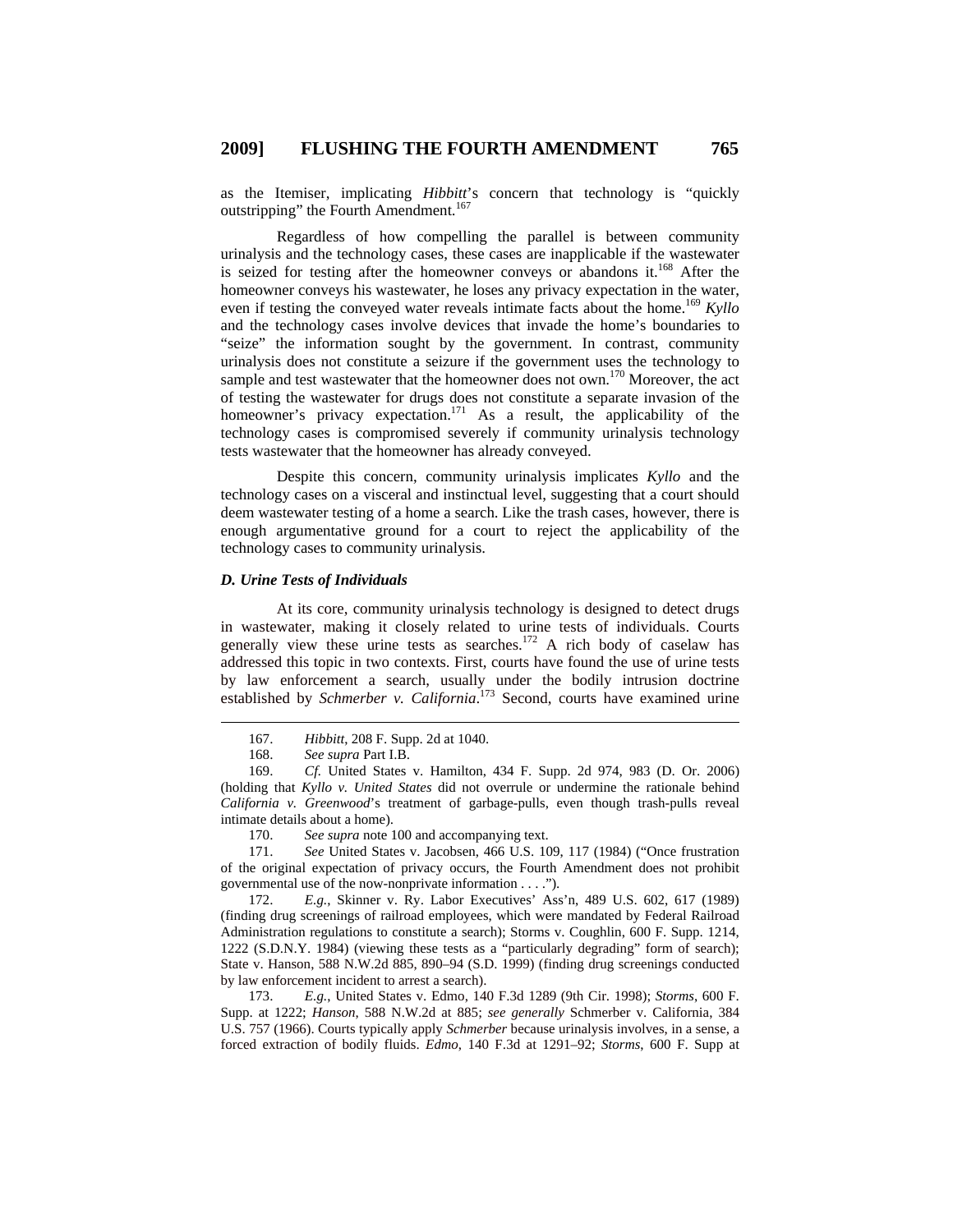as the Itemiser, implicating *Hibbitt*'s concern that technology is "quickly outstripping" the Fourth Amendment.[167]

Regardless of how compelling the parallel is between community urinalysis and the technology cases, these cases are inapplicable if the wastewater is seized for testing after the homeowner conveys or abandons it.[168] After the homeowner conveys his wastewater, he loses any privacy expectation in the water, even if testing the conveyed water reveals intimate facts about the home.[169] *Kyllo* and the technology cases involve devices that invade the home's boundaries to "seize" the information sought by the government. In contrast, community urinalysis does not constitute a seizure if the government uses the technology to sample and test wastewater that the homeowner does not own.[170] Moreover, the act of testing the wastewater for drugs does not constitute a separate invasion of the homeowner's privacy expectation.[171] As a result, the applicability of the technology cases is compromised severely if community urinalysis technology tests wastewater that the homeowner has already conveyed.

Despite this concern, community urinalysis implicates *Kyllo* and the technology cases on a visceral and instinctual level, suggesting that a court should deem wastewater testing of a home a search. Like the trash cases, however, there is enough argumentative ground for a court to reject the applicability of the technology cases to community urinalysis.

### *D. Urine Tests of Individuals*

At its core, community urinalysis technology is designed to detect drugs in wastewater, making it closely related to urine tests of individuals. Courts generally view these urine tests as searches.[172] A rich body of caselaw has addressed this topic in two contexts. First, courts have found the use of urine tests by law enforcement a search, usually under the bodily intrusion doctrine established by *Schmerber v. California*.[173] Second, courts have examined urine

---

167. *Hibbitt*, 208 F. Supp. 2d at 1040.

168. *See supra* Part I.B.

169. *Cf.* United States v. Hamilton, 434 F. Supp. 2d 974, 983 (D. Or. 2006) (holding that *Kyllo v. United States* did not overrule or undermine the rationale behind *California v. Greenwood*'s treatment of garbage-pulls, even though trash-pulls reveal intimate details about a home).

170. *See supra* note 100 and accompanying text.

171. *See* United States v. Jacobsen, 466 U.S. 109, 117 (1984) ("Once frustration of the original expectation of privacy occurs, the Fourth Amendment does not prohibit governmental use of the now-nonprivate information . . . .").

172. *E.g.*, Skinner v. Ry. Labor Executives' Ass'n, 489 U.S. 602, 617 (1989) (finding drug screenings of railroad employees, which were mandated by Federal Railroad Administration regulations to constitute a search); Storms v. Coughlin, 600 F. Supp. 1214, 1222 (S.D.N.Y. 1984) (viewing these tests as a "particularly degrading" form of search); State v. Hanson, 588 N.W.2d 885, 890–94 (S.D. 1999) (finding drug screenings conducted by law enforcement incident to arrest a search).

173. *E.g.*, United States v. Edmo, 140 F.3d 1289 (9th Cir. 1998); *Storms*, 600 F. Supp. at 1222; *Hanson*, 588 N.W.2d at 885; *see generally* Schmerber v. California, 384 U.S. 757 (1966). Courts typically apply *Schmerber* because urinalysis involves, in a sense, a forced extraction of bodily fluids. *Edmo*, 140 F.3d at 1291–92; *Storms*, 600 F. Supp at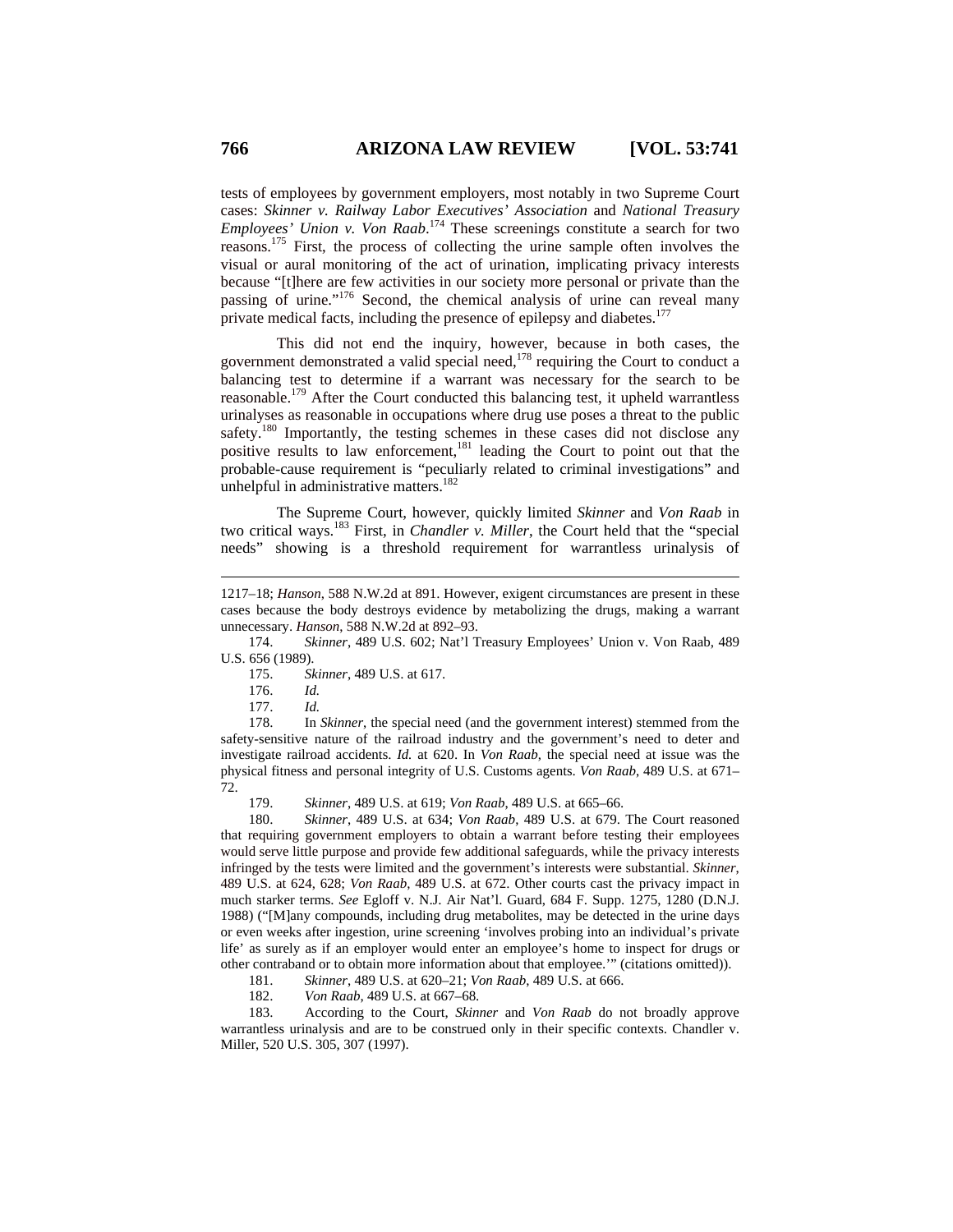tests of employees by government employers, most notably in two Supreme Court cases: *Skinner v. Railway Labor Executives' Association* and *National Treasury Employees' Union v. Von Raab*.[174] These screenings constitute a search for two reasons.[175] First, the process of collecting the urine sample often involves the visual or aural monitoring of the act of urination, implicating privacy interests because "[t]here are few activities in our society more personal or private than the passing of urine."[176] Second, the chemical analysis of urine can reveal many private medical facts, including the presence of epilepsy and diabetes.[177]

This did not end the inquiry, however, because in both cases, the government demonstrated a valid special need,[178] requiring the Court to conduct a balancing test to determine if a warrant was necessary for the search to be reasonable.[179] After the Court conducted this balancing test, it upheld warrantless urinalyses as reasonable in occupations where drug use poses a threat to the public safety.[180] Importantly, the testing schemes in these cases did not disclose any positive results to law enforcement,[181] leading the Court to point out that the probable-cause requirement is "peculiarly related to criminal investigations" and unhelpful in administrative matters.[182]

The Supreme Court, however, quickly limited *Skinner* and *Von Raab* in two critical ways.[183] First, in *Chandler v. Miller*, the Court held that the "special needs" showing is a threshold requirement for warrantless urinalysis of

---

1217–18; *Hanson*, 588 N.W.2d at 891. However, exigent circumstances are present in these cases because the body destroys evidence by metabolizing the drugs, making a warrant unnecessary. *Hanson*, 588 N.W.2d at 892–93.

174. *Skinner*, 489 U.S. 602; Nat'l Treasury Employees' Union v. Von Raab, 489 U.S. 656 (1989).

175. *Skinner*, 489 U.S. at 617.

176. *Id.*

177. *Id.*

178. In *Skinner*, the special need (and the government interest) stemmed from the safety-sensitive nature of the railroad industry and the government's need to deter and investigate railroad accidents. *Id.* at 620. In *Von Raab*, the special need at issue was the physical fitness and personal integrity of U.S. Customs agents. *Von Raab*, 489 U.S. at 671–72.

179. *Skinner*, 489 U.S. at 619; *Von Raab*, 489 U.S. at 665–66.

180. *Skinner*, 489 U.S. at 634; *Von Raab*, 489 U.S. at 679. The Court reasoned that requiring government employers to obtain a warrant before testing their employees would serve little purpose and provide few additional safeguards, while the privacy interests infringed by the tests were limited and the government's interests were substantial. *Skinner*, 489 U.S. at 624, 628; *Von Raab*, 489 U.S. at 672. Other courts cast the privacy impact in much starker terms. *See* Egloff v. N.J. Air Nat'l. Guard, 684 F. Supp. 1275, 1280 (D.N.J. 1988) ("[M]any compounds, including drug metabolites, may be detected in the urine days or even weeks after ingestion, urine screening 'involves probing into an individual's private life' as surely as if an employer would enter an employee's home to inspect for drugs or other contraband or to obtain more information about that employee.'" (citations omitted)).

181. *Skinner*, 489 U.S. at 620–21; *Von Raab*, 489 U.S. at 666.

182. *Von Raab*, 489 U.S. at 667–68.

183. According to the Court, *Skinner* and *Von Raab* do not broadly approve warrantless urinalysis and are to be construed only in their specific contexts. Chandler v. Miller, 520 U.S. 305, 307 (1997).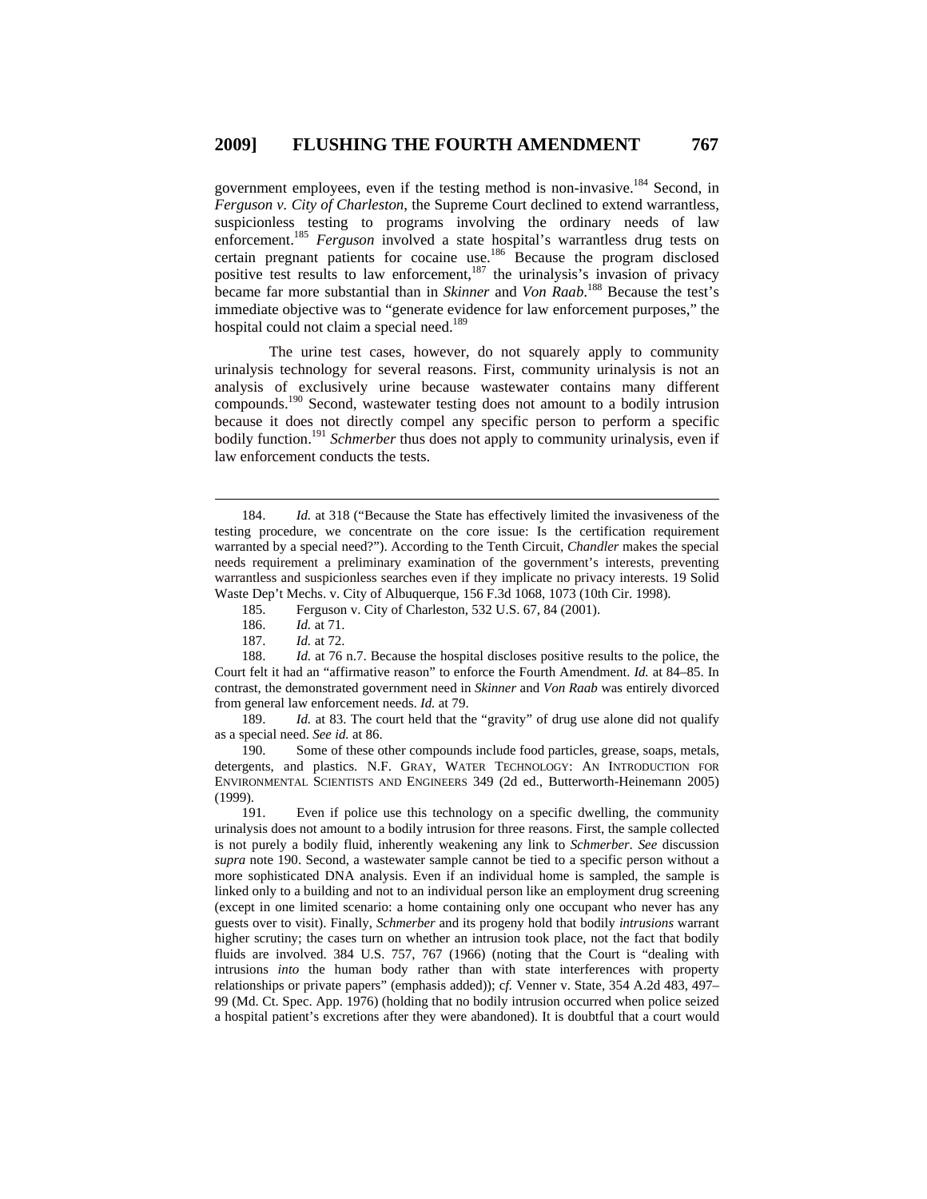government employees, even if the testing method is non-invasive.[184] Second, in *Ferguson v. City of Charleston*, the Supreme Court declined to extend warrantless, suspicionless testing to programs involving the ordinary needs of law enforcement.[185] *Ferguson* involved a state hospital's warrantless drug tests on certain pregnant patients for cocaine use.[186] Because the program disclosed positive test results to law enforcement,[187] the urinalysis's invasion of privacy became far more substantial than in *Skinner* and *Von Raab*.[188] Because the test's immediate objective was to "generate evidence for law enforcement purposes," the hospital could not claim a special need.[189]

The urine test cases, however, do not squarely apply to community urinalysis technology for several reasons. First, community urinalysis is not an analysis of exclusively urine because wastewater contains many different compounds.[190] Second, wastewater testing does not amount to a bodily intrusion because it does not directly compel any specific person to perform a specific bodily function.[191] *Schmerber* thus does not apply to community urinalysis, even if law enforcement conducts the tests.

---

184. *Id.* at 318 ("Because the State has effectively limited the invasiveness of the testing procedure, we concentrate on the core issue: Is the certification requirement warranted by a special need?"). According to the Tenth Circuit, *Chandler* makes the special needs requirement a preliminary examination of the government's interests, preventing warrantless and suspicionless searches even if they implicate no privacy interests. 19 Solid Waste Dep't Mechs. v. City of Albuquerque, 156 F.3d 1068, 1073 (10th Cir. 1998).

185. Ferguson v. City of Charleston, 532 U.S. 67, 84 (2001).

186. *Id.* at 71.

187. *Id.* at 72.

188. *Id.* at 76 n.7. Because the hospital discloses positive results to the police, the Court felt it had an "affirmative reason" to enforce the Fourth Amendment. *Id.* at 84–85. In contrast, the demonstrated government need in *Skinner* and *Von Raab* was entirely divorced from general law enforcement needs. *Id.* at 79.

189. *Id.* at 83. The court held that the "gravity" of drug use alone did not qualify as a special need. *See id.* at 86.

190. Some of these other compounds include food particles, grease, soaps, metals, detergents, and plastics. N.F. GRAY, WATER TECHNOLOGY: AN INTRODUCTION FOR ENVIRONMENTAL SCIENTISTS AND ENGINEERS 349 (2d ed., Butterworth-Heinemann 2005) (1999).

191. Even if police use this technology on a specific dwelling, the community urinalysis does not amount to a bodily intrusion for three reasons. First, the sample collected is not purely a bodily fluid, inherently weakening any link to *Schmerber*. *See* discussion *supra* note 190. Second, a wastewater sample cannot be tied to a specific person without a more sophisticated DNA analysis. Even if an individual home is sampled, the sample is linked only to a building and not to an individual person like an employment drug screening (except in one limited scenario: a home containing only one occupant who never has any guests over to visit). Finally, *Schmerber* and its progeny hold that bodily *intrusions* warrant higher scrutiny; the cases turn on whether an intrusion took place, not the fact that bodily fluids are involved. 384 U.S. 757, 767 (1966) (noting that the Court is "dealing with intrusions *into* the human body rather than with state interferences with property relationships or private papers" (emphasis added)); *cf.* Venner v. State, 354 A.2d 483, 497–99 (Md. Ct. Spec. App. 1976) (holding that no bodily intrusion occurred when police seized a hospital patient's excretions after they were abandoned). It is doubtful that a court would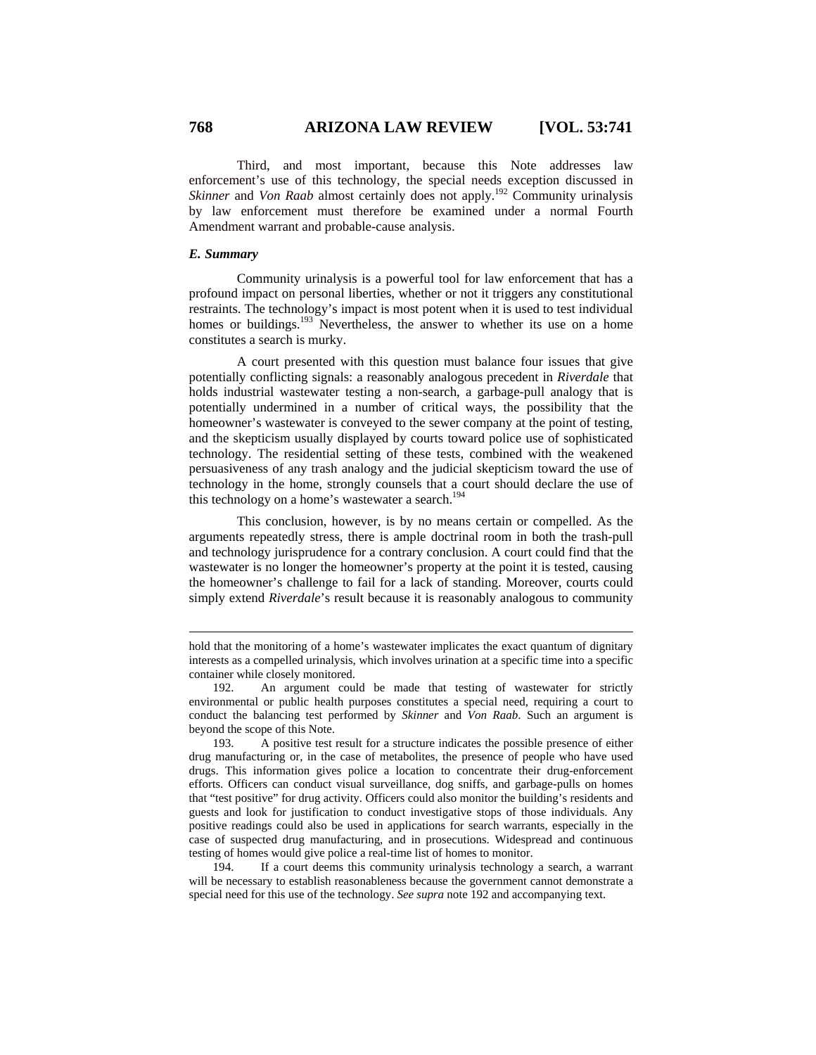Third, and most important, because this Note addresses law enforcement's use of this technology, the special needs exception discussed in *Skinner* and *Von Raab* almost certainly does not apply.[192] Community urinalysis by law enforcement must therefore be examined under a normal Fourth Amendment warrant and probable-cause analysis.

### *E. Summary*

Community urinalysis is a powerful tool for law enforcement that has a profound impact on personal liberties, whether or not it triggers any constitutional restraints. The technology's impact is most potent when it is used to test individual homes or buildings.[193] Nevertheless, the answer to whether its use on a home constitutes a search is murky.

A court presented with this question must balance four issues that give potentially conflicting signals: a reasonably analogous precedent in *Riverdale* that holds industrial wastewater testing a non-search, a garbage-pull analogy that is potentially undermined in a number of critical ways, the possibility that the homeowner's wastewater is conveyed to the sewer company at the point of testing, and the skepticism usually displayed by courts toward police use of sophisticated technology. The residential setting of these tests, combined with the weakened persuasiveness of any trash analogy and the judicial skepticism toward the use of technology in the home, strongly counsels that a court should declare the use of this technology on a home's wastewater a search.[194]

This conclusion, however, is by no means certain or compelled. As the arguments repeatedly stress, there is ample doctrinal room in both the trash-pull and technology jurisprudence for a contrary conclusion. A court could find that the wastewater is no longer the homeowner's property at the point it is tested, causing the homeowner's challenge to fail for a lack of standing. Moreover, courts could simply extend *Riverdale*'s result because it is reasonably analogous to community

---

hold that the monitoring of a home's wastewater implicates the exact quantum of dignitary interests as a compelled urinalysis, which involves urination at a specific time into a specific container while closely monitored.

192. An argument could be made that testing of wastewater for strictly environmental or public health purposes constitutes a special need, requiring a court to conduct the balancing test performed by *Skinner* and *Von Raab*. Such an argument is beyond the scope of this Note.

193. A positive test result for a structure indicates the possible presence of either drug manufacturing or, in the case of metabolites, the presence of people who have used drugs. This information gives police a location to concentrate their drug-enforcement efforts. Officers can conduct visual surveillance, dog sniffs, and garbage-pulls on homes that "test positive" for drug activity. Officers could also monitor the building's residents and guests and look for justification to conduct investigative stops of those individuals. Any positive readings could also be used in applications for search warrants, especially in the case of suspected drug manufacturing, and in prosecutions. Widespread and continuous testing of homes would give police a real-time list of homes to monitor.

194. If a court deems this community urinalysis technology a search, a warrant will be necessary to establish reasonableness because the government cannot demonstrate a special need for this use of the technology. *See supra* note 192 and accompanying text.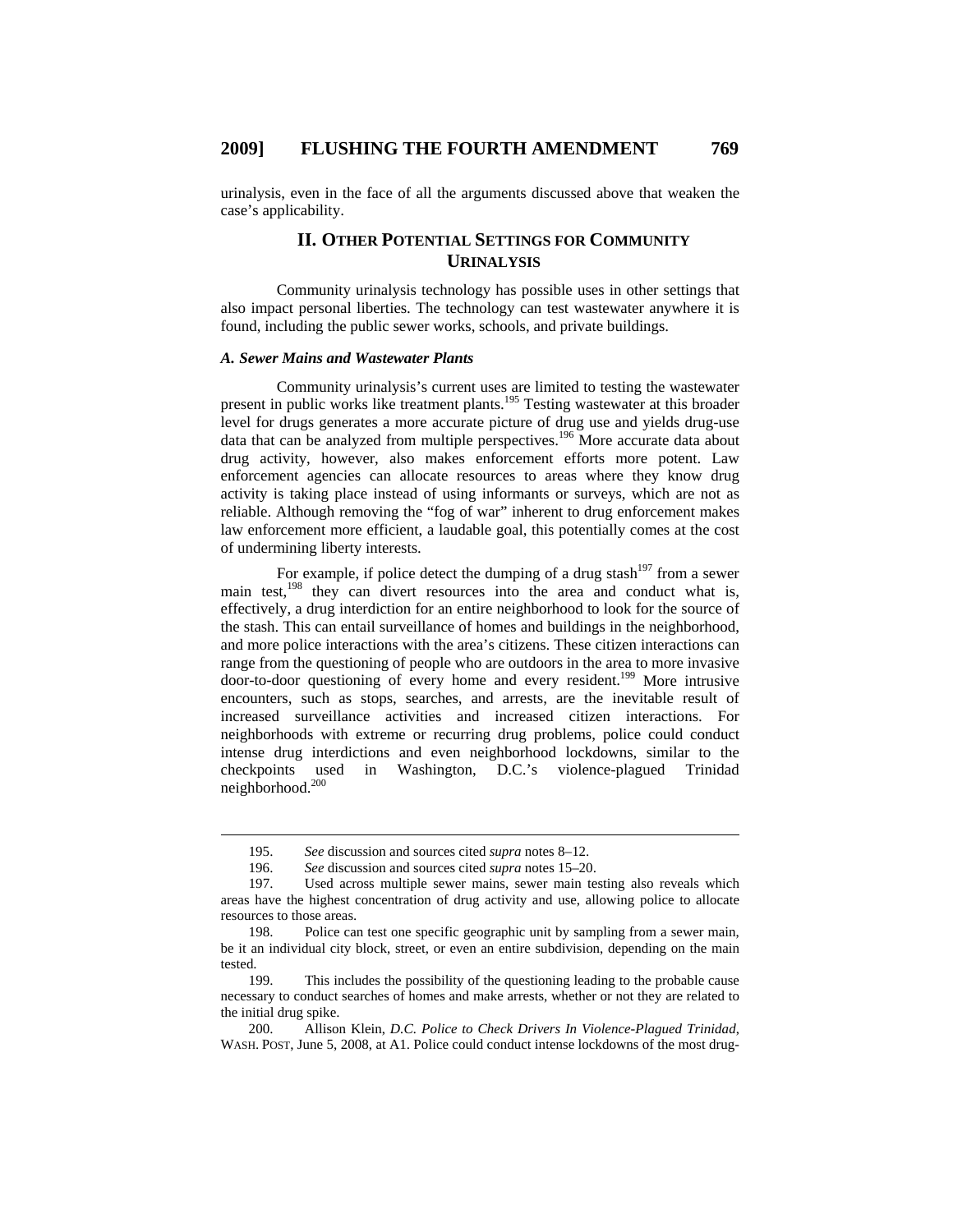urinalysis, even in the face of all the arguments discussed above that weaken the case's applicability.

## II. Other Potential Settings for Community Urinalysis

Community urinalysis technology has possible uses in other settings that also impact personal liberties. The technology can test wastewater anywhere it is found, including the public sewer works, schools, and private buildings.

### *A. Sewer Mains and Wastewater Plants*

Community urinalysis's current uses are limited to testing the wastewater present in public works like treatment plants.[195] Testing wastewater at this broader level for drugs generates a more accurate picture of drug use and yields drug-use data that can be analyzed from multiple perspectives.[196] More accurate data about drug activity, however, also makes enforcement efforts more potent. Law enforcement agencies can allocate resources to areas where they know drug activity is taking place instead of using informants or surveys, which are not as reliable. Although removing the "fog of war" inherent to drug enforcement makes law enforcement more efficient, a laudable goal, this potentially comes at the cost of undermining liberty interests.

For example, if police detect the dumping of a drug stash[197] from a sewer main test,[198] they can divert resources into the area and conduct what is, effectively, a drug interdiction for an entire neighborhood to look for the source of the stash. This can entail surveillance of homes and buildings in the neighborhood, and more police interactions with the area's citizens. These citizen interactions can range from the questioning of people who are outdoors in the area to more invasive door-to-door questioning of every home and every resident.[199] More intrusive encounters, such as stops, searches, and arrests, are the inevitable result of increased surveillance activities and increased citizen interactions. For neighborhoods with extreme or recurring drug problems, police could conduct intense drug interdictions and even neighborhood lockdowns, similar to the checkpoints used in Washington, D.C.'s violence-plagued Trinidad neighborhood.[200]

---

195. *See* discussion and sources cited *supra* notes 8–12.

196. *See* discussion and sources cited *supra* notes 15–20.

197. Used across multiple sewer mains, sewer main testing also reveals which areas have the highest concentration of drug activity and use, allowing police to allocate resources to those areas.

198. Police can test one specific geographic unit by sampling from a sewer main, be it an individual city block, street, or even an entire subdivision, depending on the main tested.

199. This includes the possibility of the questioning leading to the probable cause necessary to conduct searches of homes and make arrests, whether or not they are related to the initial drug spike.

200. Allison Klein, *D.C. Police to Check Drivers In Violence-Plagued Trinidad*, WASH. POST, June 5, 2008, at A1. Police could conduct intense lockdowns of the most drug-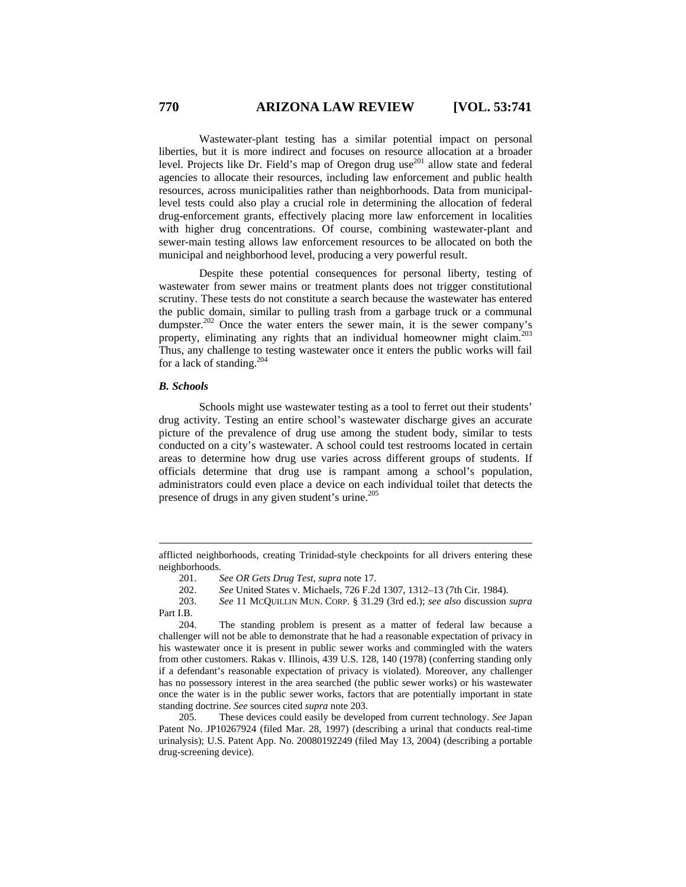Wastewater-plant testing has a similar potential impact on personal liberties, but it is more indirect and focuses on resource allocation at a broader level. Projects like Dr. Field's map of Oregon drug use[201] allow state and federal agencies to allocate their resources, including law enforcement and public health resources, across municipalities rather than neighborhoods. Data from municipal-level tests could also play a crucial role in determining the allocation of federal drug-enforcement grants, effectively placing more law enforcement in localities with higher drug concentrations. Of course, combining wastewater-plant and sewer-main testing allows law enforcement resources to be allocated on both the municipal and neighborhood level, producing a very powerful result.

Despite these potential consequences for personal liberty, testing of wastewater from sewer mains or treatment plants does not trigger constitutional scrutiny. These tests do not constitute a search because the wastewater has entered the public domain, similar to pulling trash from a garbage truck or a communal dumpster.[202] Once the water enters the sewer main, it is the sewer company's property, eliminating any rights that an individual homeowner might claim.[203] Thus, any challenge to testing wastewater once it enters the public works will fail for a lack of standing.[204]

### *B. Schools*

Schools might use wastewater testing as a tool to ferret out their students' drug activity. Testing an entire school's wastewater discharge gives an accurate picture of the prevalence of drug use among the student body, similar to tests conducted on a city's wastewater. A school could test restrooms located in certain areas to determine how drug use varies across different groups of students. If officials determine that drug use is rampant among a school's population, administrators could even place a device on each individual toilet that detects the presence of drugs in any given student's urine.[205]

---

afflicted neighborhoods, creating Trinidad-style checkpoints for all drivers entering these neighborhoods.

201. *See OR Gets Drug Test*, *supra* note 17.

202. *See* United States v. Michaels, 726 F.2d 1307, 1312–13 (7th Cir. 1984).

203. *See* 11 McQuillin Mun. Corp. § 31.29 (3rd ed.); *see also* discussion *supra* Part I.B.

204. The standing problem is present as a matter of federal law because a challenger will not be able to demonstrate that he had a reasonable expectation of privacy in his wastewater once it is present in public sewer works and commingled with the waters from other customers. Rakas v. Illinois, 439 U.S. 128, 140 (1978) (conferring standing only if a defendant's reasonable expectation of privacy is violated). Moreover, any challenger has no possessory interest in the area searched (the public sewer works) or his wastewater once the water is in the public sewer works, factors that are potentially important in state standing doctrine. *See* sources cited *supra* note 203.

205. These devices could easily be developed from current technology. *See* Japan Patent No. JP10267924 (filed Mar. 28, 1997) (describing a urinal that conducts real-time urinalysis); U.S. Patent App. No. 20080192249 (filed May 13, 2004) (describing a portable drug-screening device).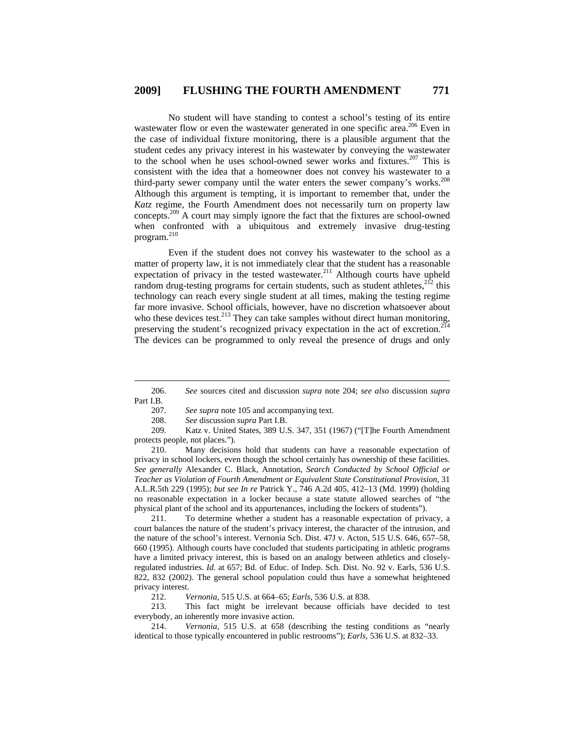No student will have standing to contest a school's testing of its entire wastewater flow or even the wastewater generated in one specific area.[206] Even in the case of individual fixture monitoring, there is a plausible argument that the student cedes any privacy interest in his wastewater by conveying the wastewater to the school when he uses school-owned sewer works and fixtures.[207] This is consistent with the idea that a homeowner does not convey his wastewater to a third-party sewer company until the water enters the sewer company's works.[208] Although this argument is tempting, it is important to remember that, under the *Katz* regime, the Fourth Amendment does not necessarily turn on property law concepts.[209] A court may simply ignore the fact that the fixtures are school-owned when confronted with a ubiquitous and extremely invasive drug-testing program.[210]

Even if the student does not convey his wastewater to the school as a matter of property law, it is not immediately clear that the student has a reasonable expectation of privacy in the tested wastewater.[211] Although courts have upheld random drug-testing programs for certain students, such as student athletes,[212] this technology can reach every single student at all times, making the testing regime far more invasive. School officials, however, have no discretion whatsoever about who these devices test.[213] They can take samples without direct human monitoring, preserving the student's recognized privacy expectation in the act of excretion.[214] The devices can be programmed to only reveal the presence of drugs and only

---

206. *See* sources cited and discussion *supra* note 204; *see also* discussion *supra* Part I.B.

207. *See supra* note 105 and accompanying text.

208. *See* discussion *supra* Part I.B.

209. Katz v. United States, 389 U.S. 347, 351 (1967) ("[T]he Fourth Amendment protects people, not places.").

210. Many decisions hold that students can have a reasonable expectation of privacy in school lockers, even though the school certainly has ownership of these facilities. *See generally* Alexander C. Black, Annotation, *Search Conducted by School Official or Teacher as Violation of Fourth Amendment or Equivalent State Constitutional Provision*, 31 A.L.R.5th 229 (1995); *but see In re* Patrick Y., 746 A.2d 405, 412–13 (Md. 1999) (holding no reasonable expectation in a locker because a state statute allowed searches of "the physical plant of the school and its appurtenances, including the lockers of students").

211. To determine whether a student has a reasonable expectation of privacy, a court balances the nature of the student's privacy interest, the character of the intrusion, and the nature of the school's interest. Vernonia Sch. Dist. 47J v. Acton, 515 U.S. 646, 657–58, 660 (1995). Although courts have concluded that students participating in athletic programs have a limited privacy interest, this is based on an analogy between athletics and closely-regulated industries. *Id.* at 657; Bd. of Educ. of Indep. Sch. Dist. No. 92 v. Earls, 536 U.S. 822, 832 (2002). The general school population could thus have a somewhat heightened privacy interest.

212. *Vernonia*, 515 U.S. at 664–65; *Earls*, 536 U.S. at 838.

213. This fact might be irrelevant because officials have decided to test everybody, an inherently more invasive action.

214. *Vernonia*, 515 U.S. at 658 (describing the testing conditions as "nearly identical to those typically encountered in public restrooms"); *Earls*, 536 U.S. at 832–33.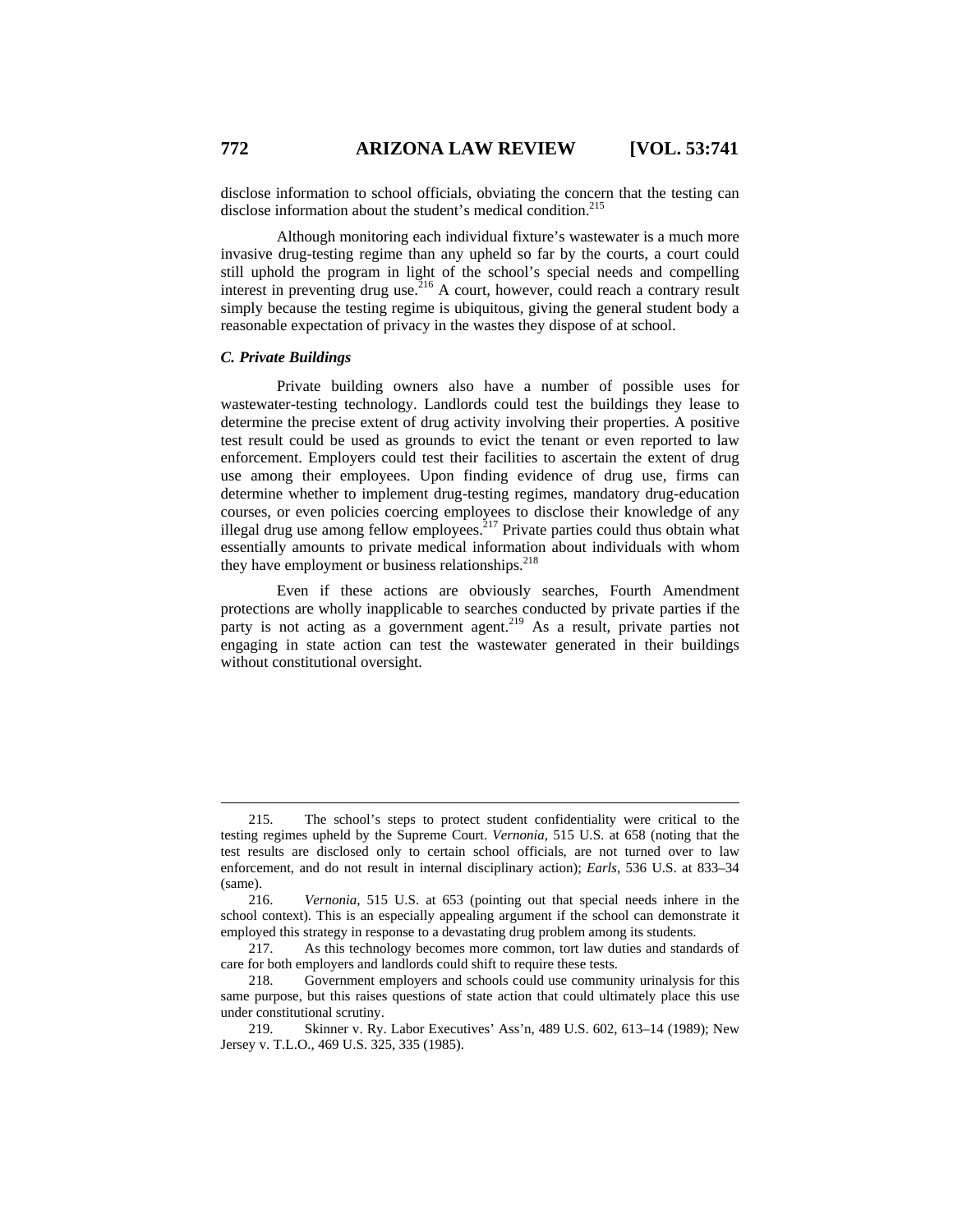disclose information to school officials, obviating the concern that the testing can disclose information about the student's medical condition.[215]

Although monitoring each individual fixture's wastewater is a much more invasive drug-testing regime than any upheld so far by the courts, a court could still uphold the program in light of the school's special needs and compelling interest in preventing drug use.[216] A court, however, could reach a contrary result simply because the testing regime is ubiquitous, giving the general student body a reasonable expectation of privacy in the wastes they dispose of at school.

### *C. Private Buildings*

Private building owners also have a number of possible uses for wastewater-testing technology. Landlords could test the buildings they lease to determine the precise extent of drug activity involving their properties. A positive test result could be used as grounds to evict the tenant or even reported to law enforcement. Employers could test their facilities to ascertain the extent of drug use among their employees. Upon finding evidence of drug use, firms can determine whether to implement drug-testing regimes, mandatory drug-education courses, or even policies coercing employees to disclose their knowledge of any illegal drug use among fellow employees.[217] Private parties could thus obtain what essentially amounts to private medical information about individuals with whom they have employment or business relationships.[218]

Even if these actions are obviously searches, Fourth Amendment protections are wholly inapplicable to searches conducted by private parties if the party is not acting as a government agent.[219] As a result, private parties not engaging in state action can test the wastewater generated in their buildings without constitutional oversight.

---

215. The school's steps to protect student confidentiality were critical to the testing regimes upheld by the Supreme Court. *Vernonia*, 515 U.S. at 658 (noting that the test results are disclosed only to certain school officials, are not turned over to law enforcement, and do not result in internal disciplinary action); *Earls*, 536 U.S. at 833–34 (same).

216. *Vernonia*, 515 U.S. at 653 (pointing out that special needs inhere in the school context). This is an especially appealing argument if the school can demonstrate it employed this strategy in response to a devastating drug problem among its students.

217. As this technology becomes more common, tort law duties and standards of care for both employers and landlords could shift to require these tests.

218. Government employers and schools could use community urinalysis for this same purpose, but this raises questions of state action that could ultimately place this use under constitutional scrutiny.

219. Skinner v. Ry. Labor Executives' Ass'n, 489 U.S. 602, 613–14 (1989); New Jersey v. T.L.O., 469 U.S. 325, 335 (1985).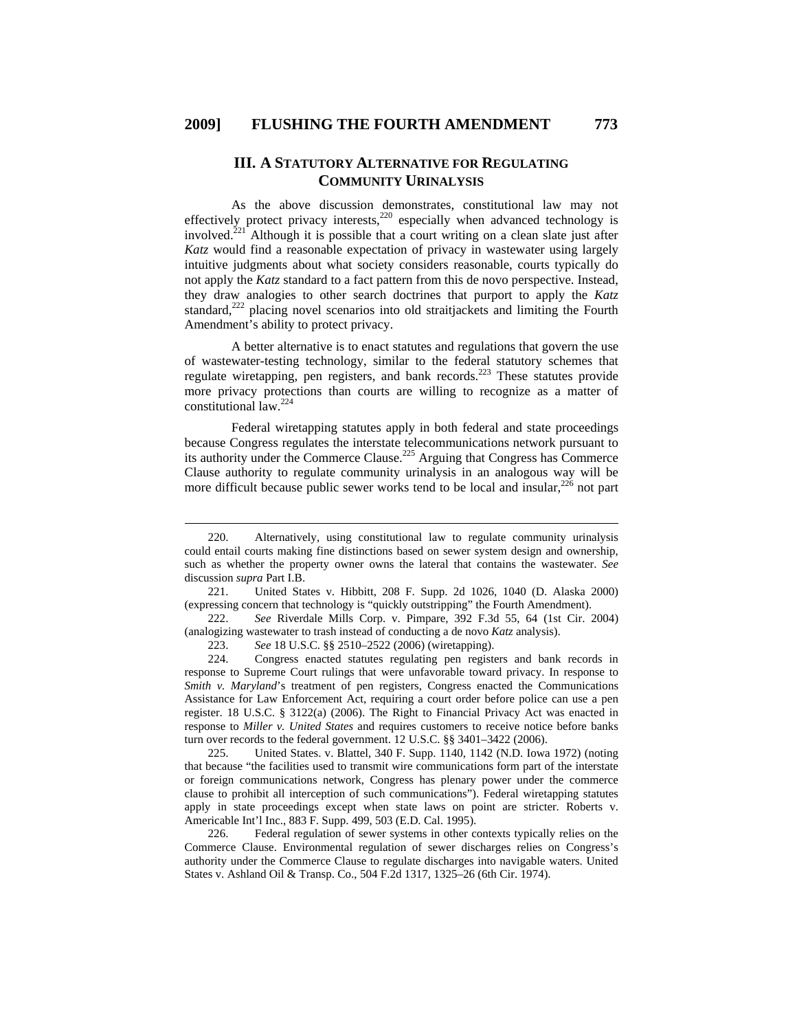## III. A Statutory Alternative for Regulating Community Urinalysis

As the above discussion demonstrates, constitutional law may not effectively protect privacy interests,[220] especially when advanced technology is involved.[221] Although it is possible that a court writing on a clean slate just after *Katz* would find a reasonable expectation of privacy in wastewater using largely intuitive judgments about what society considers reasonable, courts typically do not apply the *Katz* standard to a fact pattern from this de novo perspective. Instead, they draw analogies to other search doctrines that purport to apply the *Katz* standard,[222] placing novel scenarios into old straitjackets and limiting the Fourth Amendment's ability to protect privacy.

A better alternative is to enact statutes and regulations that govern the use of wastewater-testing technology, similar to the federal statutory schemes that regulate wiretapping, pen registers, and bank records.[223] These statutes provide more privacy protections than courts are willing to recognize as a matter of constitutional law.[224]

Federal wiretapping statutes apply in both federal and state proceedings because Congress regulates the interstate telecommunications network pursuant to its authority under the Commerce Clause.[225] Arguing that Congress has Commerce Clause authority to regulate community urinalysis in an analogous way will be more difficult because public sewer works tend to be local and insular,[226] not part

---

220. Alternatively, using constitutional law to regulate community urinalysis could entail courts making fine distinctions based on sewer system design and ownership, such as whether the property owner owns the lateral that contains the wastewater. *See* discussion *supra* Part I.B.

221. United States v. Hibbitt, 208 F. Supp. 2d 1026, 1040 (D. Alaska 2000) (expressing concern that technology is "quickly outstripping" the Fourth Amendment).

222. *See* Riverdale Mills Corp. v. Pimpare, 392 F.3d 55, 64 (1st Cir. 2004) (analogizing wastewater to trash instead of conducting a de novo *Katz* analysis).

223. *See* 18 U.S.C. §§ 2510–2522 (2006) (wiretapping).

224. Congress enacted statutes regulating pen registers and bank records in response to Supreme Court rulings that were unfavorable toward privacy. In response to *Smith v. Maryland*'s treatment of pen registers, Congress enacted the Communications Assistance for Law Enforcement Act, requiring a court order before police can use a pen register. 18 U.S.C. § 3122(a) (2006). The Right to Financial Privacy Act was enacted in response to *Miller v. United States* and requires customers to receive notice before banks turn over records to the federal government. 12 U.S.C. §§ 3401–3422 (2006).

225. United States. v. Blattel, 340 F. Supp. 1140, 1142 (N.D. Iowa 1972) (noting that because "the facilities used to transmit wire communications form part of the interstate or foreign communications network, Congress has plenary power under the commerce clause to prohibit all interception of such communications"). Federal wiretapping statutes apply in state proceedings except when state laws on point are stricter. Roberts v. Americable Int'l Inc., 883 F. Supp. 499, 503 (E.D. Cal. 1995).

226. Federal regulation of sewer systems in other contexts typically relies on the Commerce Clause. Environmental regulation of sewer discharges relies on Congress's authority under the Commerce Clause to regulate discharges into navigable waters. United States v. Ashland Oil & Transp. Co., 504 F.2d 1317, 1325–26 (6th Cir. 1974).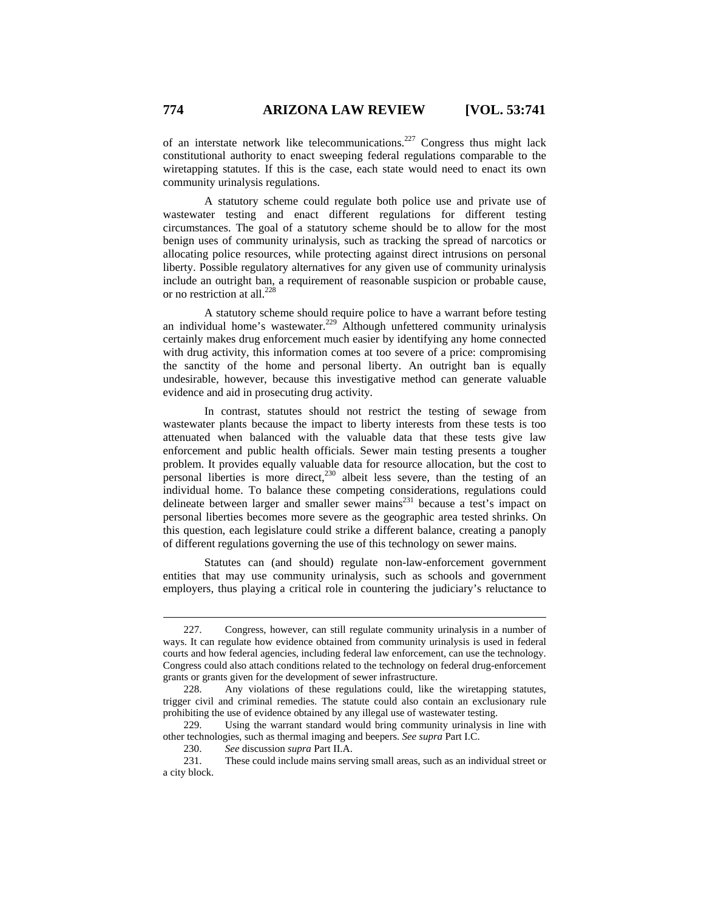of an interstate network like telecommunications.[227] Congress thus might lack constitutional authority to enact sweeping federal regulations comparable to the wiretapping statutes. If this is the case, each state would need to enact its own community urinalysis regulations.

A statutory scheme could regulate both police use and private use of wastewater testing and enact different regulations for different testing circumstances. The goal of a statutory scheme should be to allow for the most benign uses of community urinalysis, such as tracking the spread of narcotics or allocating police resources, while protecting against direct intrusions on personal liberty. Possible regulatory alternatives for any given use of community urinalysis include an outright ban, a requirement of reasonable suspicion or probable cause, or no restriction at all.[228]

A statutory scheme should require police to have a warrant before testing an individual home's wastewater.[229] Although unfettered community urinalysis certainly makes drug enforcement much easier by identifying any home connected with drug activity, this information comes at too severe of a price: compromising the sanctity of the home and personal liberty. An outright ban is equally undesirable, however, because this investigative method can generate valuable evidence and aid in prosecuting drug activity.

In contrast, statutes should not restrict the testing of sewage from wastewater plants because the impact to liberty interests from these tests is too attenuated when balanced with the valuable data that these tests give law enforcement and public health officials. Sewer main testing presents a tougher problem. It provides equally valuable data for resource allocation, but the cost to personal liberties is more direct,[230] albeit less severe, than the testing of an individual home. To balance these competing considerations, regulations could delineate between larger and smaller sewer mains[231] because a test's impact on personal liberties becomes more severe as the geographic area tested shrinks. On this question, each legislature could strike a different balance, creating a panoply of different regulations governing the use of this technology on sewer mains.

Statutes can (and should) regulate non-law-enforcement government entities that may use community urinalysis, such as schools and government employers, thus playing a critical role in countering the judiciary's reluctance to

---

227. Congress, however, can still regulate community urinalysis in a number of ways. It can regulate how evidence obtained from community urinalysis is used in federal courts and how federal agencies, including federal law enforcement, can use the technology. Congress could also attach conditions related to the technology on federal drug-enforcement grants or grants given for the development of sewer infrastructure.

228. Any violations of these regulations could, like the wiretapping statutes, trigger civil and criminal remedies. The statute could also contain an exclusionary rule prohibiting the use of evidence obtained by any illegal use of wastewater testing.

229. Using the warrant standard would bring community urinalysis in line with other technologies, such as thermal imaging and beepers. *See supra* Part I.C.

230. *See* discussion *supra* Part II.A.

231. These could include mains serving small areas, such as an individual street or a city block.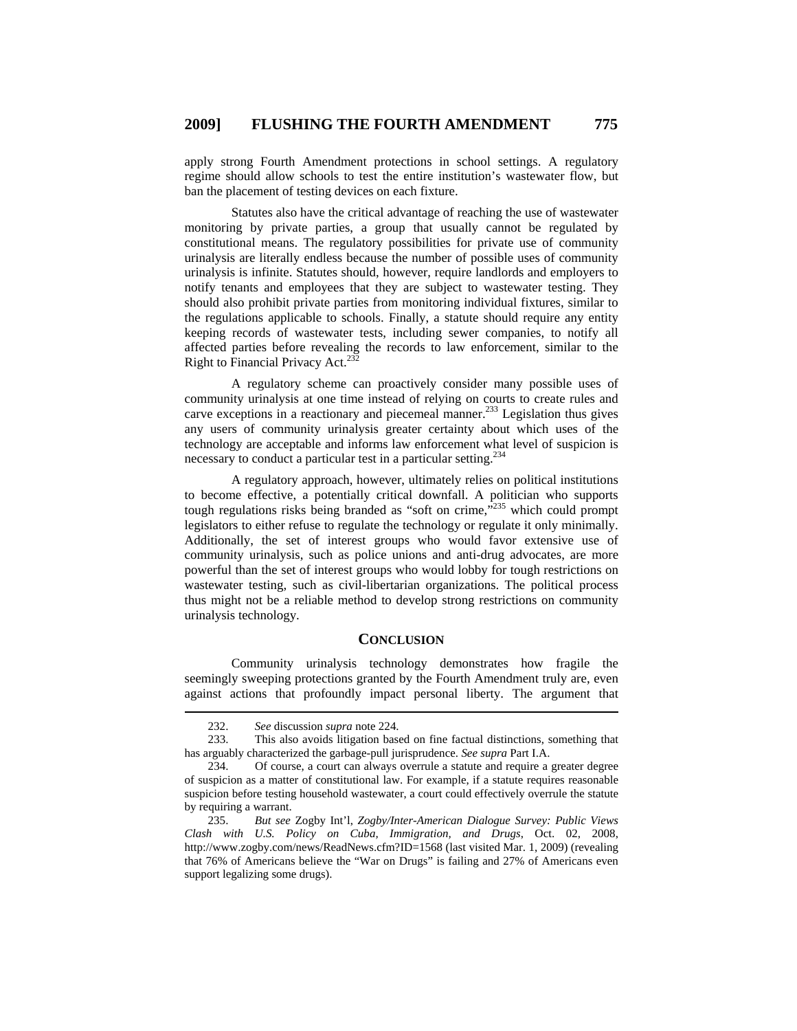apply strong Fourth Amendment protections in school settings. A regulatory regime should allow schools to test the entire institution's wastewater flow, but ban the placement of testing devices on each fixture.

Statutes also have the critical advantage of reaching the use of wastewater monitoring by private parties, a group that usually cannot be regulated by constitutional means. The regulatory possibilities for private use of community urinalysis are literally endless because the number of possible uses of community urinalysis is infinite. Statutes should, however, require landlords and employers to notify tenants and employees that they are subject to wastewater testing. They should also prohibit private parties from monitoring individual fixtures, similar to the regulations applicable to schools. Finally, a statute should require any entity keeping records of wastewater tests, including sewer companies, to notify all affected parties before revealing the records to law enforcement, similar to the Right to Financial Privacy Act.[232]

A regulatory scheme can proactively consider many possible uses of community urinalysis at one time instead of relying on courts to create rules and carve exceptions in a reactionary and piecemeal manner.[233] Legislation thus gives any users of community urinalysis greater certainty about which uses of the technology are acceptable and informs law enforcement what level of suspicion is necessary to conduct a particular test in a particular setting.[234]

A regulatory approach, however, ultimately relies on political institutions to become effective, a potentially critical downfall. A politician who supports tough regulations risks being branded as "soft on crime,"[235] which could prompt legislators to either refuse to regulate the technology or regulate it only minimally. Additionally, the set of interest groups who would favor extensive use of community urinalysis, such as police unions and anti-drug advocates, are more powerful than the set of interest groups who would lobby for tough restrictions on wastewater testing, such as civil-libertarian organizations. The political process thus might not be a reliable method to develop strong restrictions on community urinalysis technology.

## CONCLUSION

Community urinalysis technology demonstrates how fragile the seemingly sweeping protections granted by the Fourth Amendment truly are, even against actions that profoundly impact personal liberty. The argument that

---

232. *See* discussion *supra* note 224.

233. This also avoids litigation based on fine factual distinctions, something that has arguably characterized the garbage-pull jurisprudence. *See supra* Part I.A.

234. Of course, a court can always overrule a statute and require a greater degree of suspicion as a matter of constitutional law. For example, if a statute requires reasonable suspicion before testing household wastewater, a court could effectively overrule the statute by requiring a warrant.

235. *But see* Zogby Int'l, *Zogby/Inter-American Dialogue Survey: Public Views Clash with U.S. Policy on Cuba, Immigration, and Drugs*, Oct. 02, 2008, http://www.zogby.com/news/ReadNews.cfm?ID=1568 (last visited Mar. 1, 2009) (revealing that 76% of Americans believe the "War on Drugs" is failing and 27% of Americans even support legalizing some drugs).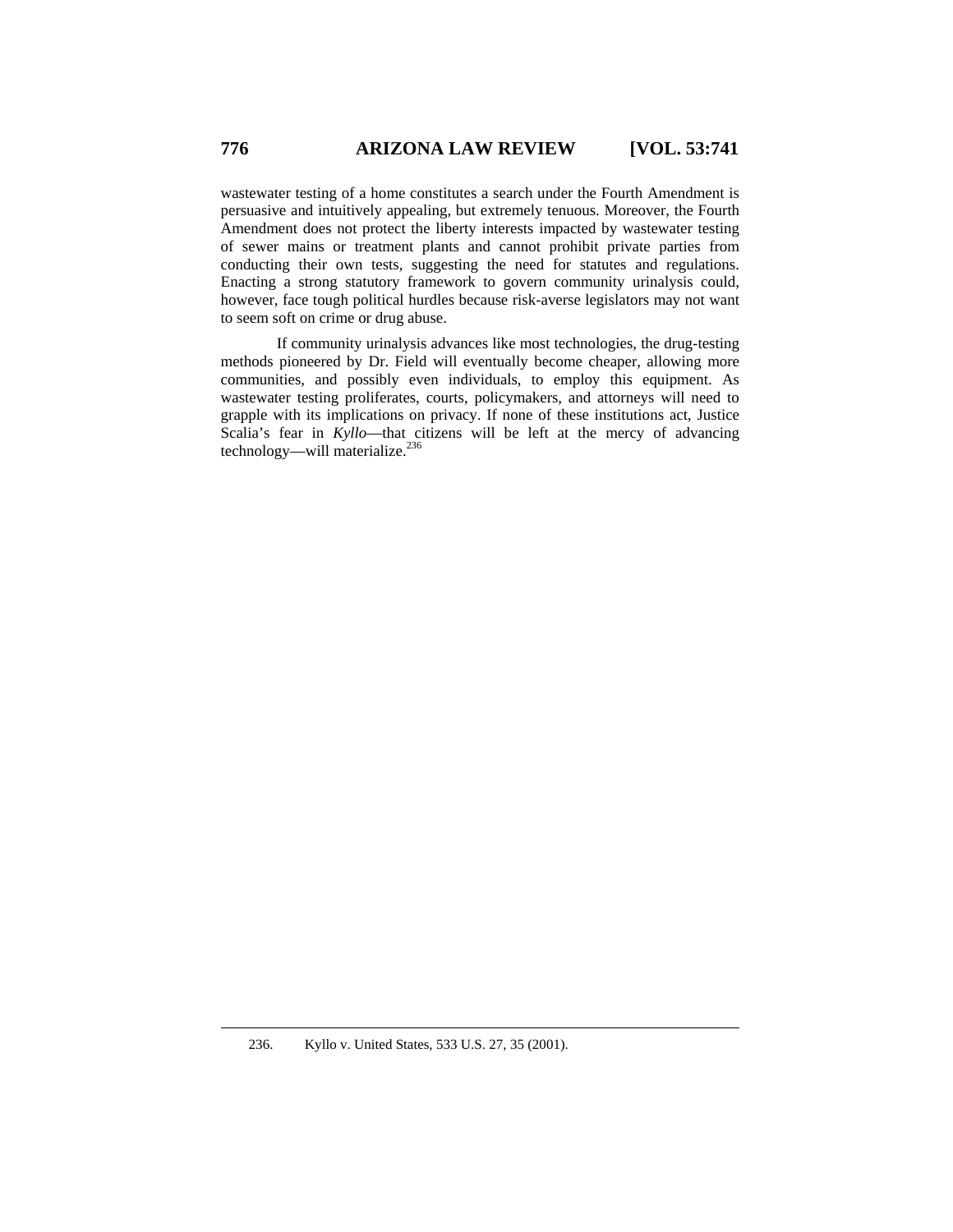wastewater testing of a home constitutes a search under the Fourth Amendment is persuasive and intuitively appealing, but extremely tenuous. Moreover, the Fourth Amendment does not protect the liberty interests impacted by wastewater testing of sewer mains or treatment plants and cannot prohibit private parties from conducting their own tests, suggesting the need for statutes and regulations. Enacting a strong statutory framework to govern community urinalysis could, however, face tough political hurdles because risk-averse legislators may not want to seem soft on crime or drug abuse.

If community urinalysis advances like most technologies, the drug-testing methods pioneered by Dr. Field will eventually become cheaper, allowing more communities, and possibly even individuals, to employ this equipment. As wastewater testing proliferates, courts, policymakers, and attorneys will need to grapple with its implications on privacy. If none of these institutions act, Justice Scalia's fear in *Kyllo*—that citizens will be left at the mercy of advancing technology—will materialize.[236]

---

236. Kyllo v. United States, 533 U.S. 27, 35 (2001).